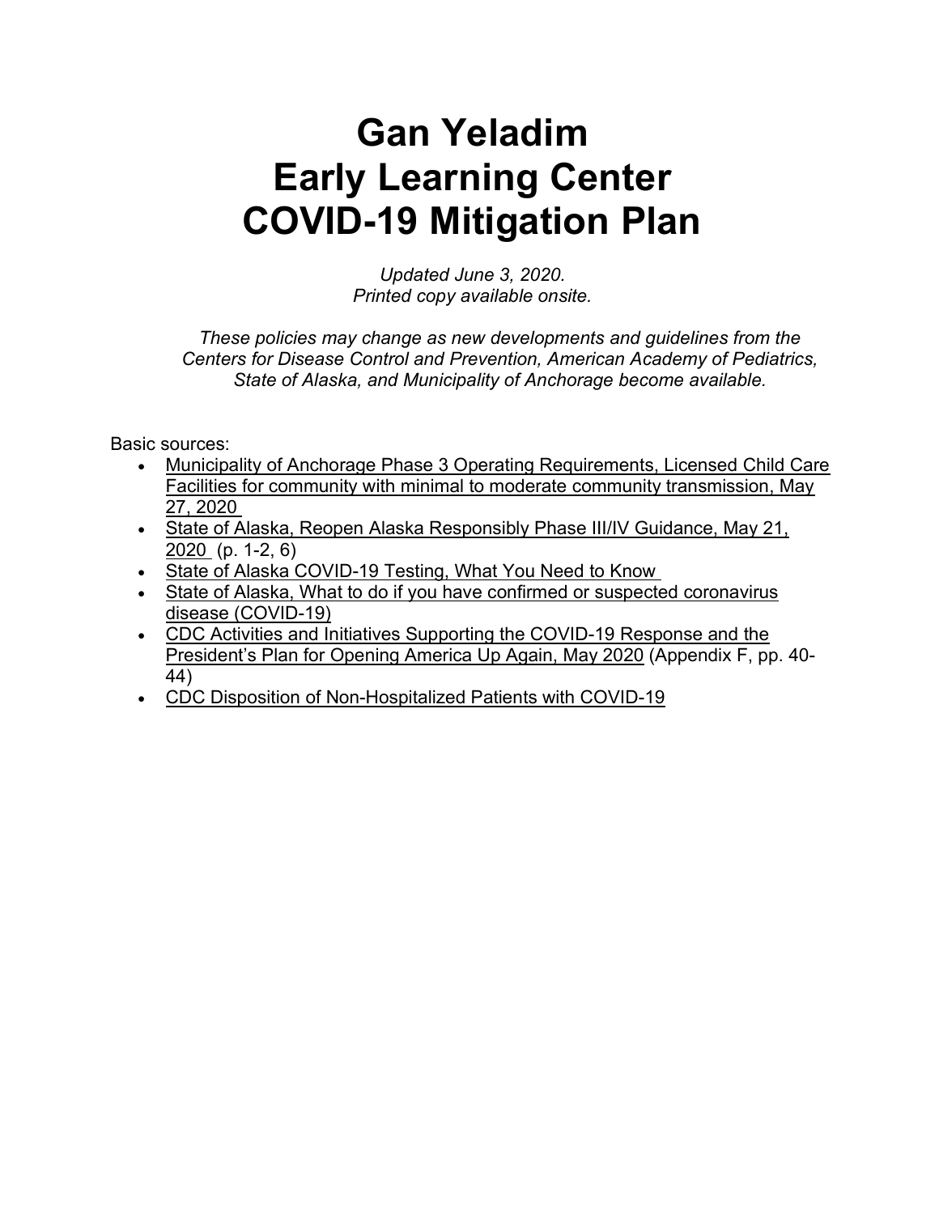# Gan Yeladim
# Early Learning Center
# COVID-19 Mitigation Plan

*Updated June 3, 2020.*
*Printed copy available onsite.*

*These policies may change as new developments and guidelines from the Centers for Disease Control and Prevention, American Academy of Pediatrics, State of Alaska, and Municipality of Anchorage become available.*

Basic sources:

- Municipality of Anchorage Phase 3 Operating Requirements, Licensed Child Care Facilities for community with minimal to moderate community transmission, May 27, 2020
- State of Alaska, Reopen Alaska Responsibly Phase III/IV Guidance, May 21, 2020 (p. 1-2, 6)
- State of Alaska COVID-19 Testing, What You Need to Know
- State of Alaska, What to do if you have confirmed or suspected coronavirus disease (COVID-19)
- CDC Activities and Initiatives Supporting the COVID-19 Response and the President's Plan for Opening America Up Again, May 2020 (Appendix F, pp. 40-44)
- CDC Disposition of Non-Hospitalized Patients with COVID-19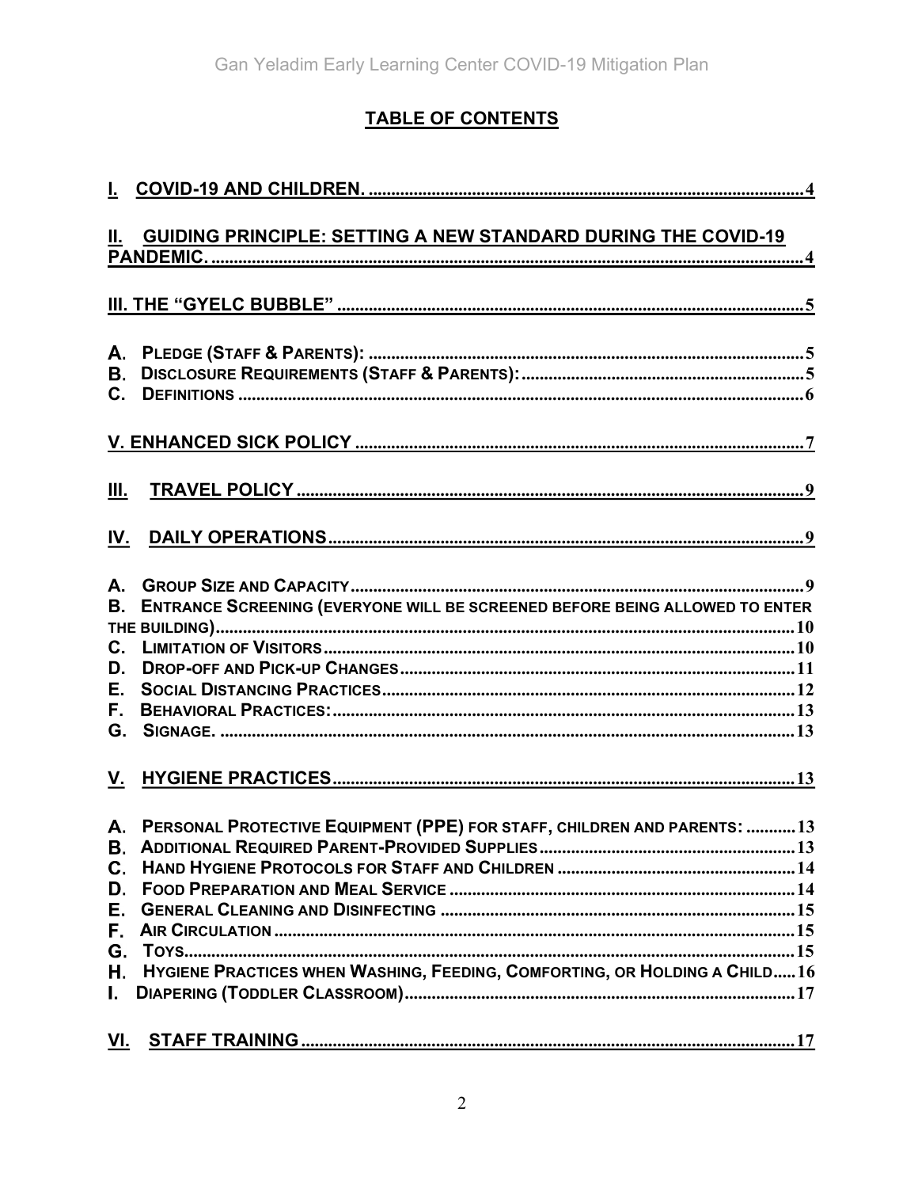## TABLE OF CONTENTS

I. COVID-19 AND CHILDREN. .......... 4

II. GUIDING PRINCIPLE: SETTING A NEW STANDARD DURING THE COVID-19 PANDEMIC. .......... 4

III. THE "GYELC BUBBLE" .......... 5

A. PLEDGE (STAFF & PARENTS): .......... 5
B. DISCLOSURE REQUIREMENTS (STAFF & PARENTS): .......... 5
C. DEFINITIONS .......... 6

V. ENHANCED SICK POLICY .......... 7

III. TRAVEL POLICY .......... 9

IV. DAILY OPERATIONS .......... 9

A. GROUP SIZE AND CAPACITY .......... 9
B. ENTRANCE SCREENING (EVERYONE WILL BE SCREENED BEFORE BEING ALLOWED TO ENTER THE BUILDING) .......... 10
C. LIMITATION OF VISITORS .......... 10
D. DROP-OFF AND PICK-UP CHANGES .......... 11
E. SOCIAL DISTANCING PRACTICES .......... 12
F. BEHAVIORAL PRACTICES: .......... 13
G. SIGNAGE. .......... 13

V. HYGIENE PRACTICES .......... 13

A. PERSONAL PROTECTIVE EQUIPMENT (PPE) FOR STAFF, CHILDREN AND PARENTS: .......... 13
B. ADDITIONAL REQUIRED PARENT-PROVIDED SUPPLIES .......... 13
C. HAND HYGIENE PROTOCOLS FOR STAFF AND CHILDREN .......... 14
D. FOOD PREPARATION AND MEAL SERVICE .......... 14
E. GENERAL CLEANING AND DISINFECTING .......... 15
F. AIR CIRCULATION .......... 15
G. TOYS .......... 15
H. HYGIENE PRACTICES WHEN WASHING, FEEDING, COMFORTING, OR HOLDING A CHILD .......... 16
I. DIAPERING (TODDLER CLASSROOM) .......... 17

VI. STAFF TRAINING .......... 17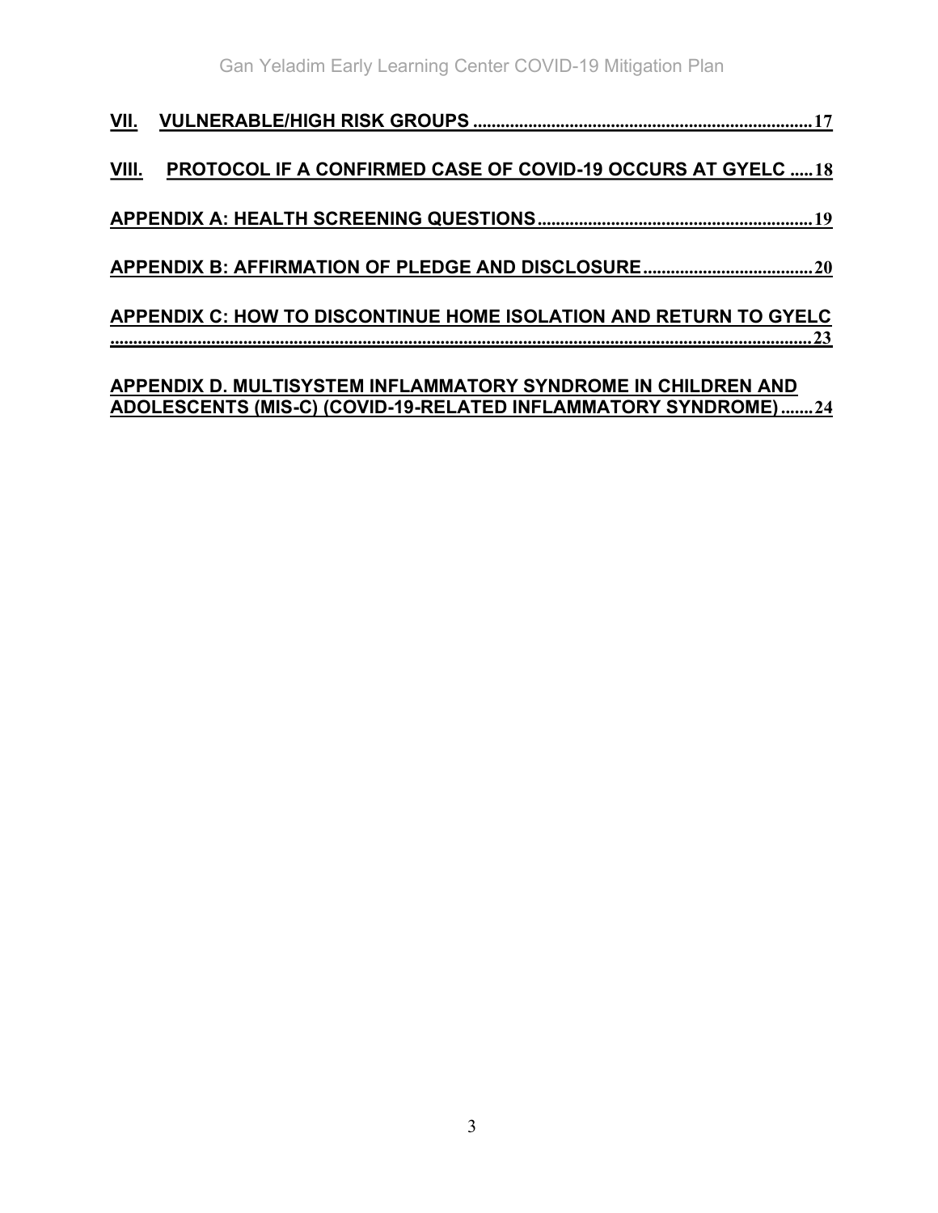VII. VULNERABLE/HIGH RISK GROUPS ........................................................................ 17

VIII. PROTOCOL IF A CONFIRMED CASE OF COVID-19 OCCURS AT GYELC ..... 18

APPENDIX A: HEALTH SCREENING QUESTIONS ........................................................... 19

APPENDIX B: AFFIRMATION OF PLEDGE AND DISCLOSURE ..................................... 20

APPENDIX C: HOW TO DISCONTINUE HOME ISOLATION AND RETURN TO GYELC ........................................................................................................................................... 23

APPENDIX D. MULTISYSTEM INFLAMMATORY SYNDROME IN CHILDREN AND ADOLESCENTS (MIS-C) (COVID-19-RELATED INFLAMMATORY SYNDROME) ....... 24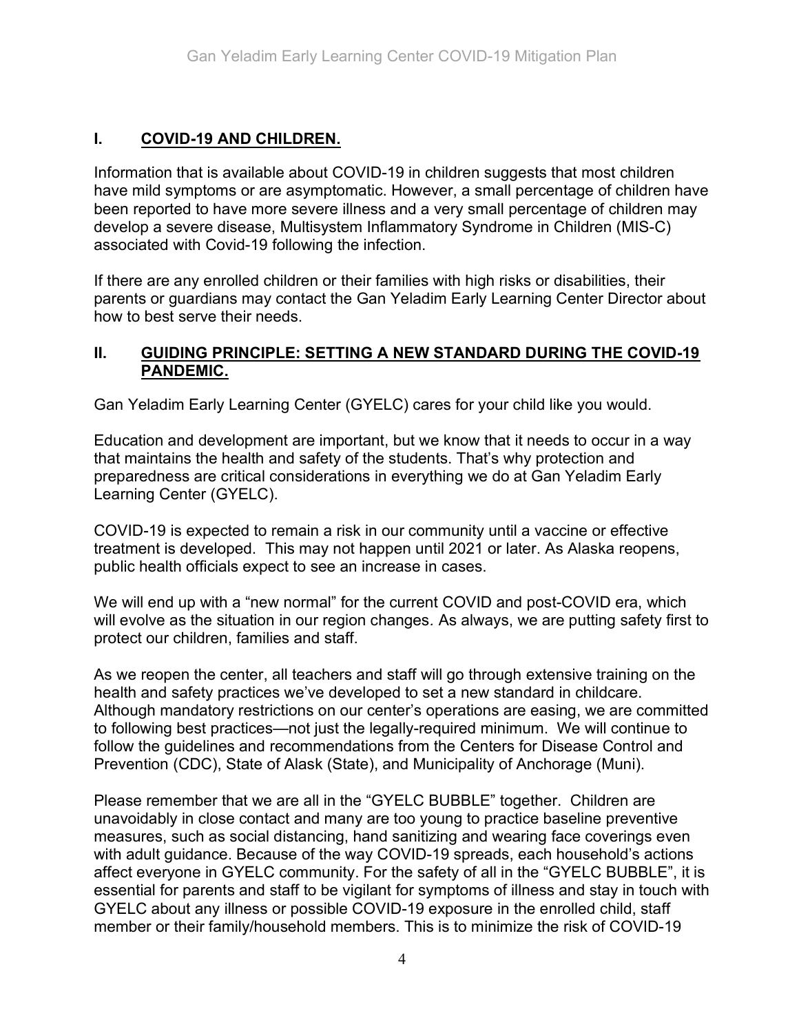## I. COVID-19 AND CHILDREN.

Information that is available about COVID-19 in children suggests that most children have mild symptoms or are asymptomatic. However, a small percentage of children have been reported to have more severe illness and a very small percentage of children may develop a severe disease, Multisystem Inflammatory Syndrome in Children (MIS-C) associated with Covid-19 following the infection.

If there are any enrolled children or their families with high risks or disabilities, their parents or guardians may contact the Gan Yeladim Early Learning Center Director about how to best serve their needs.

## II. GUIDING PRINCIPLE: SETTING A NEW STANDARD DURING THE COVID-19 PANDEMIC.

Gan Yeladim Early Learning Center (GYELC) cares for your child like you would.

Education and development are important, but we know that it needs to occur in a way that maintains the health and safety of the students. That's why protection and preparedness are critical considerations in everything we do at Gan Yeladim Early Learning Center (GYELC).

COVID-19 is expected to remain a risk in our community until a vaccine or effective treatment is developed. This may not happen until 2021 or later. As Alaska reopens, public health officials expect to see an increase in cases.

We will end up with a "new normal" for the current COVID and post-COVID era, which will evolve as the situation in our region changes. As always, we are putting safety first to protect our children, families and staff.

As we reopen the center, all teachers and staff will go through extensive training on the health and safety practices we've developed to set a new standard in childcare. Although mandatory restrictions on our center's operations are easing, we are committed to following best practices—not just the legally-required minimum. We will continue to follow the guidelines and recommendations from the Centers for Disease Control and Prevention (CDC), State of Alask (State), and Municipality of Anchorage (Muni).

Please remember that we are all in the "GYELC BUBBLE" together. Children are unavoidably in close contact and many are too young to practice baseline preventive measures, such as social distancing, hand sanitizing and wearing face coverings even with adult guidance. Because of the way COVID-19 spreads, each household's actions affect everyone in GYELC community. For the safety of all in the "GYELC BUBBLE", it is essential for parents and staff to be vigilant for symptoms of illness and stay in touch with GYELC about any illness or possible COVID-19 exposure in the enrolled child, staff member or their family/household members. This is to minimize the risk of COVID-19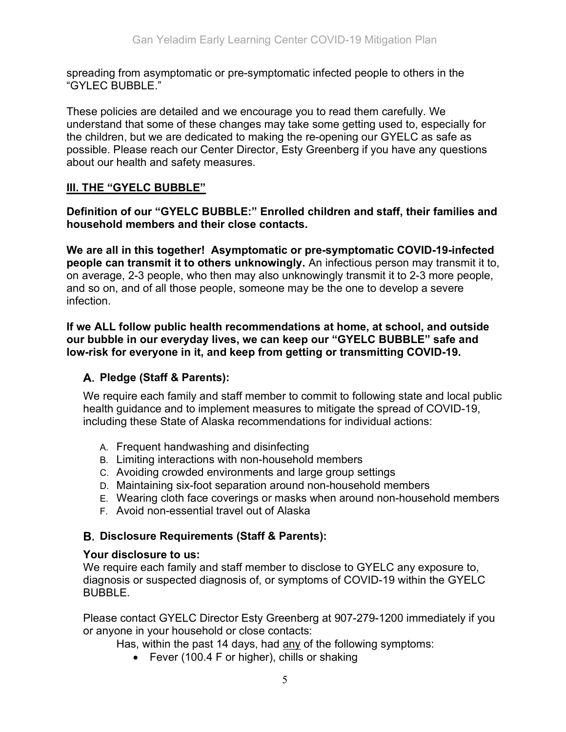spreading from asymptomatic or pre-symptomatic infected people to others in the "GYLEC BUBBLE."

These policies are detailed and we encourage you to read them carefully. We understand that some of these changes may take some getting used to, especially for the children, but we are dedicated to making the re-opening our GYELC as safe as possible. Please reach our Center Director, Esty Greenberg if you have any questions about our health and safety measures.

## III. THE "GYELC BUBBLE"

**Definition of our "GYELC BUBBLE:" Enrolled children and staff, their families and household members and their close contacts.**

**We are all in this together! Asymptomatic or pre-symptomatic COVID-19-infected people can transmit it to others unknowingly.** An infectious person may transmit it to, on average, 2-3 people, who then may also unknowingly transmit it to 2-3 more people, and so on, and of all those people, someone may be the one to develop a severe infection.

**If we ALL follow public health recommendations at home, at school, and outside our bubble in our everyday lives, we can keep our "GYELC BUBBLE" safe and low-risk for everyone in it, and keep from getting or transmitting COVID-19.**

### A. Pledge (Staff & Parents):

We require each family and staff member to commit to following state and local public health guidance and to implement measures to mitigate the spread of COVID-19, including these State of Alaska recommendations for individual actions:

A. Frequent handwashing and disinfecting
B. Limiting interactions with non-household members
C. Avoiding crowded environments and large group settings
D. Maintaining six-foot separation around non-household members
E. Wearing cloth face coverings or masks when around non-household members
F. Avoid non-essential travel out of Alaska

### B. Disclosure Requirements (Staff & Parents):

**Your disclosure to us:**
We require each family and staff member to disclose to GYELC any exposure to, diagnosis or suspected diagnosis of, or symptoms of COVID-19 within the GYELC BUBBLE.

Please contact GYELC Director Esty Greenberg at 907-279-1200 immediately if you or anyone in your household or close contacts:

Has, within the past 14 days, had <u>any</u> of the following symptoms:

- Fever (100.4 F or higher), chills or shaking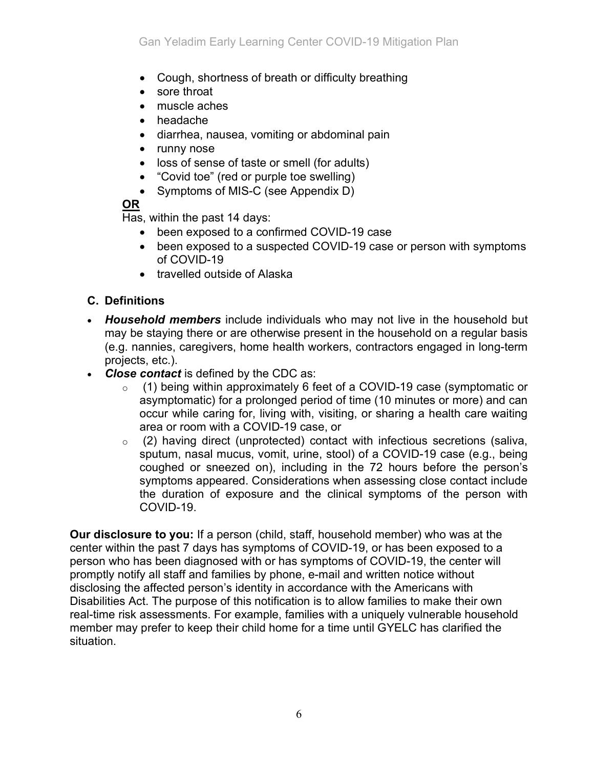- Cough, shortness of breath or difficulty breathing
- sore throat
- muscle aches
- headache
- diarrhea, nausea, vomiting or abdominal pain
- runny nose
- loss of sense of taste or smell (for adults)
- “Covid toe” (red or purple toe swelling)
- Symptoms of MIS-C (see Appendix D)

**OR**

Has, within the past 14 days:

- been exposed to a confirmed COVID-19 case
- been exposed to a suspected COVID-19 case or person with symptoms of COVID-19
- travelled outside of Alaska

### C. Definitions

- ***Household members*** include individuals who may not live in the household but may be staying there or are otherwise present in the household on a regular basis (e.g. nannies, caregivers, home health workers, contractors engaged in long-term projects, etc.).
- ***Close contact*** is defined by the CDC as:
  - (1) being within approximately 6 feet of a COVID-19 case (symptomatic or asymptomatic) for a prolonged period of time (10 minutes or more) and can occur while caring for, living with, visiting, or sharing a health care waiting area or room with a COVID-19 case, or
  - (2) having direct (unprotected) contact with infectious secretions (saliva, sputum, nasal mucus, vomit, urine, stool) of a COVID-19 case (e.g., being coughed or sneezed on), including in the 72 hours before the person’s symptoms appeared. Considerations when assessing close contact include the duration of exposure and the clinical symptoms of the person with COVID-19.

**Our disclosure to you:** If a person (child, staff, household member) who was at the center within the past 7 days has symptoms of COVID-19, or has been exposed to a person who has been diagnosed with or has symptoms of COVID-19, the center will promptly notify all staff and families by phone, e-mail and written notice without disclosing the affected person’s identity in accordance with the Americans with Disabilities Act. The purpose of this notification is to allow families to make their own real-time risk assessments. For example, families with a uniquely vulnerable household member may prefer to keep their child home for a time until GYELC has clarified the situation.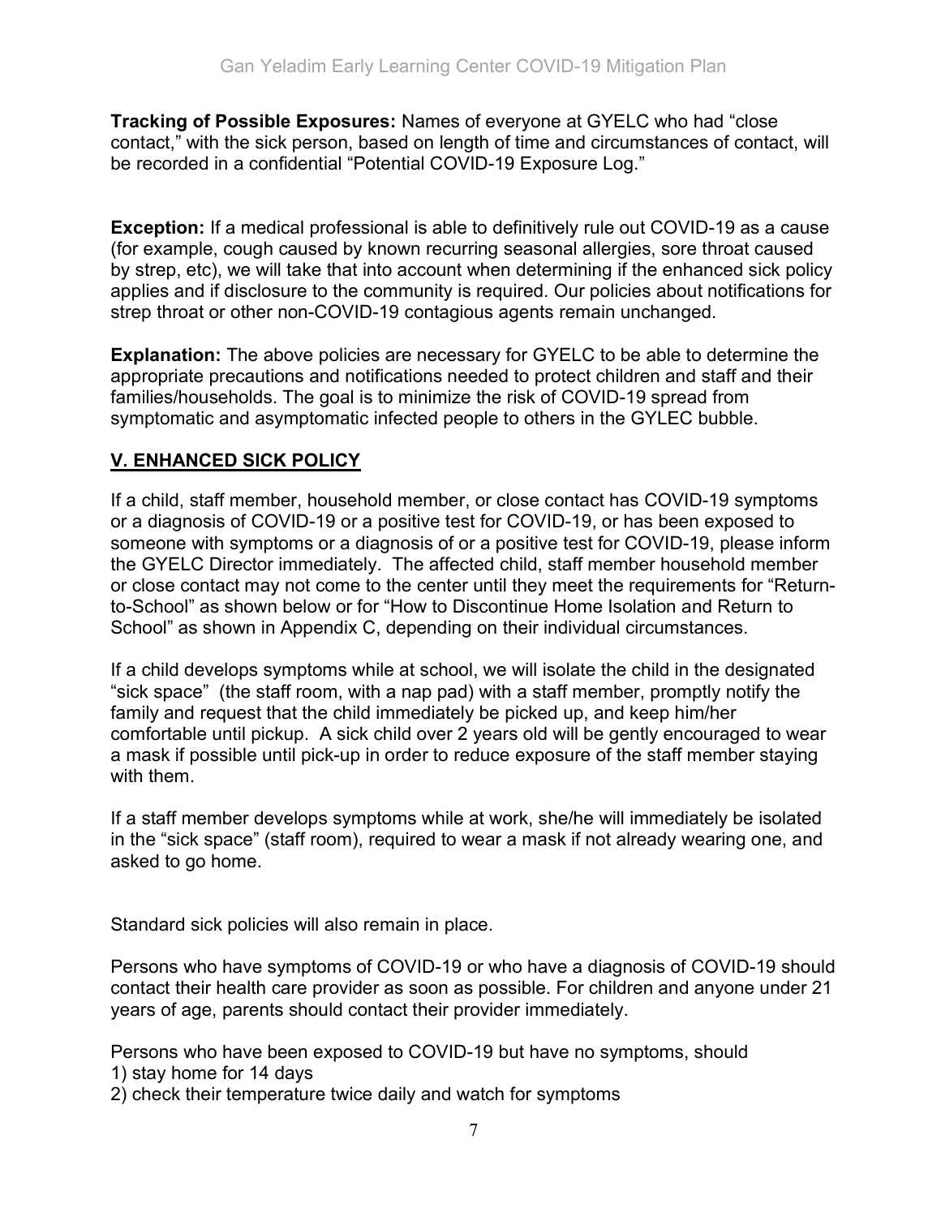**Tracking of Possible Exposures:** Names of everyone at GYELC who had "close contact," with the sick person, based on length of time and circumstances of contact, will be recorded in a confidential "Potential COVID-19 Exposure Log."

**Exception:** If a medical professional is able to definitively rule out COVID-19 as a cause (for example, cough caused by known recurring seasonal allergies, sore throat caused by strep, etc), we will take that into account when determining if the enhanced sick policy applies and if disclosure to the community is required. Our policies about notifications for strep throat or other non-COVID-19 contagious agents remain unchanged.

**Explanation:** The above policies are necessary for GYELC to be able to determine the appropriate precautions and notifications needed to protect children and staff and their families/households. The goal is to minimize the risk of COVID-19 spread from symptomatic and asymptomatic infected people to others in the GYLEC bubble.

## V. ENHANCED SICK POLICY

If a child, staff member, household member, or close contact has COVID-19 symptoms or a diagnosis of COVID-19 or a positive test for COVID-19, or has been exposed to someone with symptoms or a diagnosis of or a positive test for COVID-19, please inform the GYELC Director immediately. The affected child, staff member household member or close contact may not come to the center until they meet the requirements for "Return-to-School" as shown below or for "How to Discontinue Home Isolation and Return to School" as shown in Appendix C, depending on their individual circumstances.

If a child develops symptoms while at school, we will isolate the child in the designated "sick space" (the staff room, with a nap pad) with a staff member, promptly notify the family and request that the child immediately be picked up, and keep him/her comfortable until pickup. A sick child over 2 years old will be gently encouraged to wear a mask if possible until pick-up in order to reduce exposure of the staff member staying with them.

If a staff member develops symptoms while at work, she/he will immediately be isolated in the "sick space" (staff room), required to wear a mask if not already wearing one, and asked to go home.

Standard sick policies will also remain in place.

Persons who have symptoms of COVID-19 or who have a diagnosis of COVID-19 should contact their health care provider as soon as possible. For children and anyone under 21 years of age, parents should contact their provider immediately.

Persons who have been exposed to COVID-19 but have no symptoms, should
1) stay home for 14 days
2) check their temperature twice daily and watch for symptoms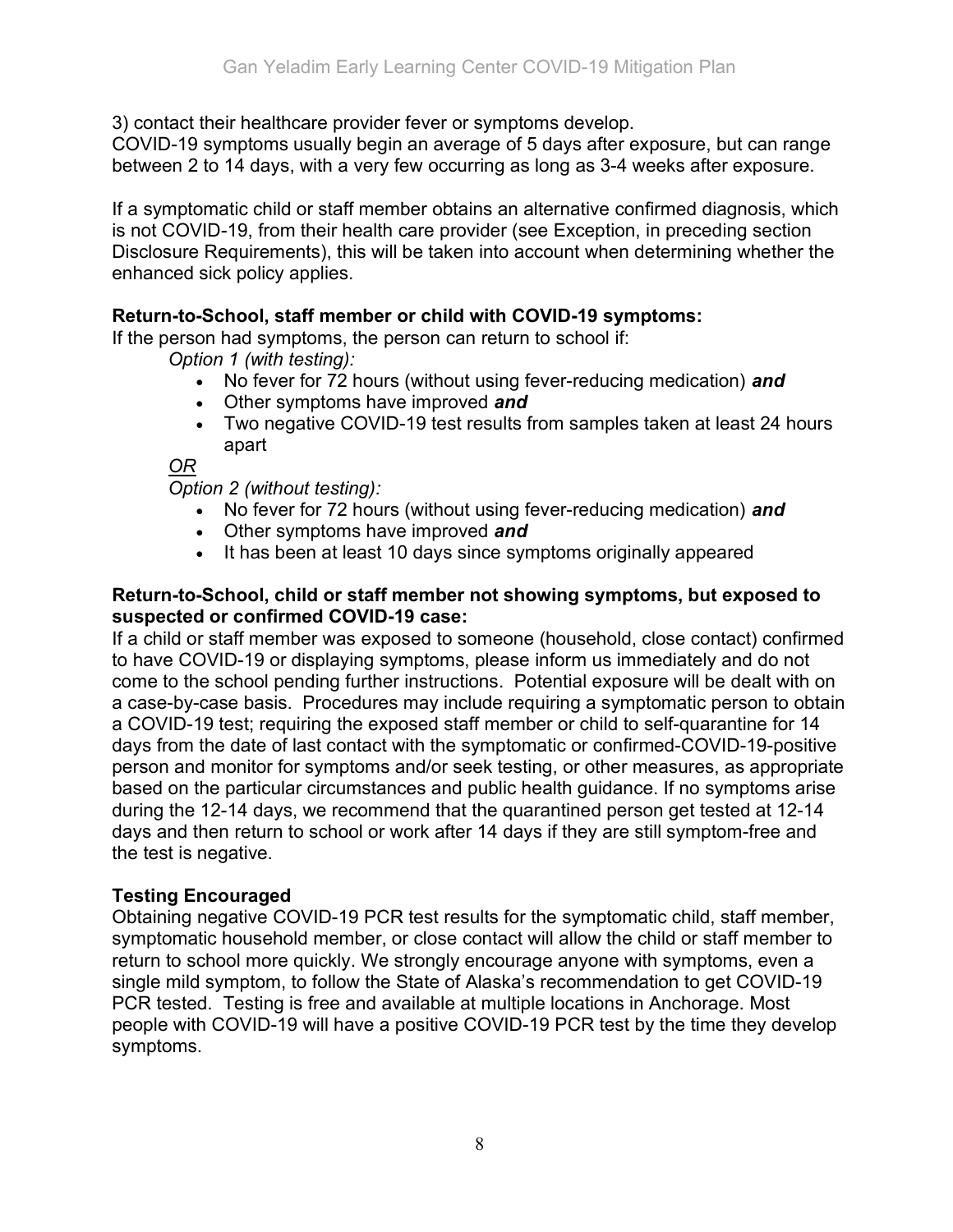3) contact their healthcare provider fever or symptoms develop.
COVID-19 symptoms usually begin an average of 5 days after exposure, but can range between 2 to 14 days, with a very few occurring as long as 3-4 weeks after exposure.

If a symptomatic child or staff member obtains an alternative confirmed diagnosis, which is not COVID-19, from their health care provider (see Exception, in preceding section Disclosure Requirements), this will be taken into account when determining whether the enhanced sick policy applies.

**Return-to-School, staff member or child with COVID-19 symptoms:**
If the person had symptoms, the person can return to school if:

*Option 1 (with testing):*

- No fever for 72 hours (without using fever-reducing medication) ***and***
- Other symptoms have improved ***and***
- Two negative COVID-19 test results from samples taken at least 24 hours apart

*OR*

*Option 2 (without testing):*

- No fever for 72 hours (without using fever-reducing medication) ***and***
- Other symptoms have improved ***and***
- It has been at least 10 days since symptoms originally appeared

**Return-to-School, child or staff member not showing symptoms, but exposed to suspected or confirmed COVID-19 case:**
If a child or staff member was exposed to someone (household, close contact) confirmed to have COVID-19 or displaying symptoms, please inform us immediately and do not come to the school pending further instructions. Potential exposure will be dealt with on a case-by-case basis. Procedures may include requiring a symptomatic person to obtain a COVID-19 test; requiring the exposed staff member or child to self-quarantine for 14 days from the date of last contact with the symptomatic or confirmed-COVID-19-positive person and monitor for symptoms and/or seek testing, or other measures, as appropriate based on the particular circumstances and public health guidance. If no symptoms arise during the 12-14 days, we recommend that the quarantined person get tested at 12-14 days and then return to school or work after 14 days if they are still symptom-free and the test is negative.

**Testing Encouraged**
Obtaining negative COVID-19 PCR test results for the symptomatic child, staff member, symptomatic household member, or close contact will allow the child or staff member to return to school more quickly. We strongly encourage anyone with symptoms, even a single mild symptom, to follow the State of Alaska's recommendation to get COVID-19 PCR tested. Testing is free and available at multiple locations in Anchorage. Most people with COVID-19 will have a positive COVID-19 PCR test by the time they develop symptoms.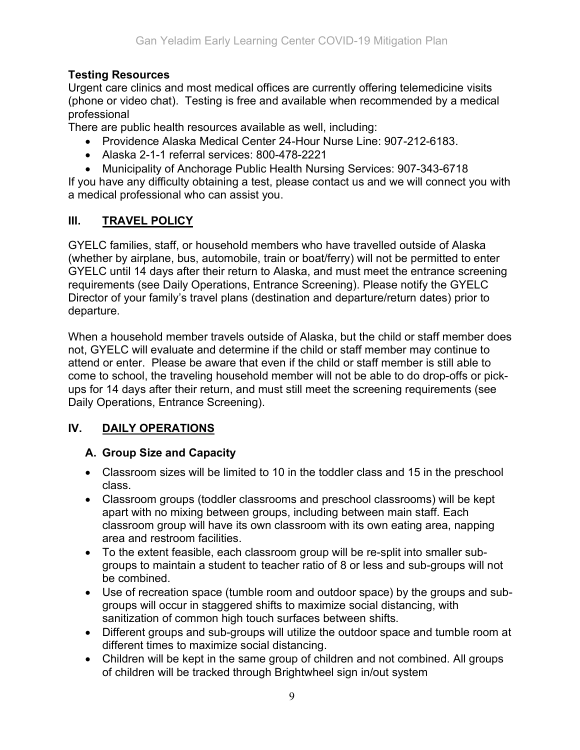**Testing Resources**

Urgent care clinics and most medical offices are currently offering telemedicine visits (phone or video chat). Testing is free and available when recommended by a medical professional

There are public health resources available as well, including:

- Providence Alaska Medical Center 24-Hour Nurse Line: 907-212-6183.
- Alaska 2-1-1 referral services: 800-478-2221
- Municipality of Anchorage Public Health Nursing Services: 907-343-6718

If you have any difficulty obtaining a test, please contact us and we will connect you with a medical professional who can assist you.

## III. TRAVEL POLICY

GYELC families, staff, or household members who have travelled outside of Alaska (whether by airplane, bus, automobile, train or boat/ferry) will not be permitted to enter GYELC until 14 days after their return to Alaska, and must meet the entrance screening requirements (see Daily Operations, Entrance Screening). Please notify the GYELC Director of your family's travel plans (destination and departure/return dates) prior to departure.

When a household member travels outside of Alaska, but the child or staff member does not, GYELC will evaluate and determine if the child or staff member may continue to attend or enter. Please be aware that even if the child or staff member is still able to come to school, the traveling household member will not be able to do drop-offs or pick-ups for 14 days after their return, and must still meet the screening requirements (see Daily Operations, Entrance Screening).

## IV. DAILY OPERATIONS

### A. Group Size and Capacity

- Classroom sizes will be limited to 10 in the toddler class and 15 in the preschool class.
- Classroom groups (toddler classrooms and preschool classrooms) will be kept apart with no mixing between groups, including between main staff. Each classroom group will have its own classroom with its own eating area, napping area and restroom facilities.
- To the extent feasible, each classroom group will be re-split into smaller sub-groups to maintain a student to teacher ratio of 8 or less and sub-groups will not be combined.
- Use of recreation space (tumble room and outdoor space) by the groups and sub-groups will occur in staggered shifts to maximize social distancing, with sanitization of common high touch surfaces between shifts.
- Different groups and sub-groups will utilize the outdoor space and tumble room at different times to maximize social distancing.
- Children will be kept in the same group of children and not combined. All groups of children will be tracked through Brightwheel sign in/out system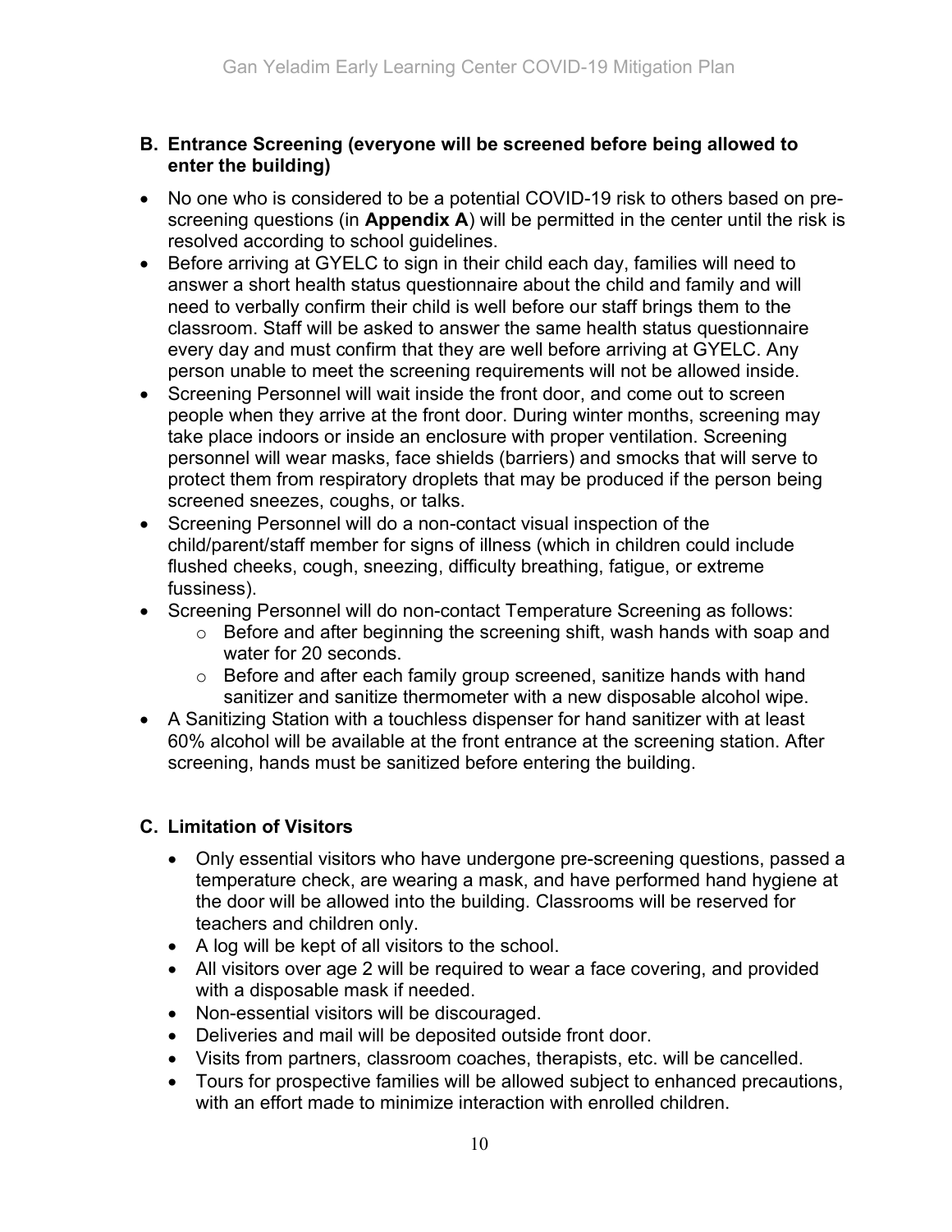## B. Entrance Screening (everyone will be screened before being allowed to enter the building)

- No one who is considered to be a potential COVID-19 risk to others based on pre-screening questions (in **Appendix A**) will be permitted in the center until the risk is resolved according to school guidelines.
- Before arriving at GYELC to sign in their child each day, families will need to answer a short health status questionnaire about the child and family and will need to verbally confirm their child is well before our staff brings them to the classroom. Staff will be asked to answer the same health status questionnaire every day and must confirm that they are well before arriving at GYELC. Any person unable to meet the screening requirements will not be allowed inside.
- Screening Personnel will wait inside the front door, and come out to screen people when they arrive at the front door. During winter months, screening may take place indoors or inside an enclosure with proper ventilation. Screening personnel will wear masks, face shields (barriers) and smocks that will serve to protect them from respiratory droplets that may be produced if the person being screened sneezes, coughs, or talks.
- Screening Personnel will do a non-contact visual inspection of the child/parent/staff member for signs of illness (which in children could include flushed cheeks, cough, sneezing, difficulty breathing, fatigue, or extreme fussiness).
- Screening Personnel will do non-contact Temperature Screening as follows:
  - Before and after beginning the screening shift, wash hands with soap and water for 20 seconds.
  - Before and after each family group screened, sanitize hands with hand sanitizer and sanitize thermometer with a new disposable alcohol wipe.
- A Sanitizing Station with a touchless dispenser for hand sanitizer with at least 60% alcohol will be available at the front entrance at the screening station. After screening, hands must be sanitized before entering the building.

## C. Limitation of Visitors

- Only essential visitors who have undergone pre-screening questions, passed a temperature check, are wearing a mask, and have performed hand hygiene at the door will be allowed into the building. Classrooms will be reserved for teachers and children only.
- A log will be kept of all visitors to the school.
- All visitors over age 2 will be required to wear a face covering, and provided with a disposable mask if needed.
- Non-essential visitors will be discouraged.
- Deliveries and mail will be deposited outside front door.
- Visits from partners, classroom coaches, therapists, etc. will be cancelled.
- Tours for prospective families will be allowed subject to enhanced precautions, with an effort made to minimize interaction with enrolled children.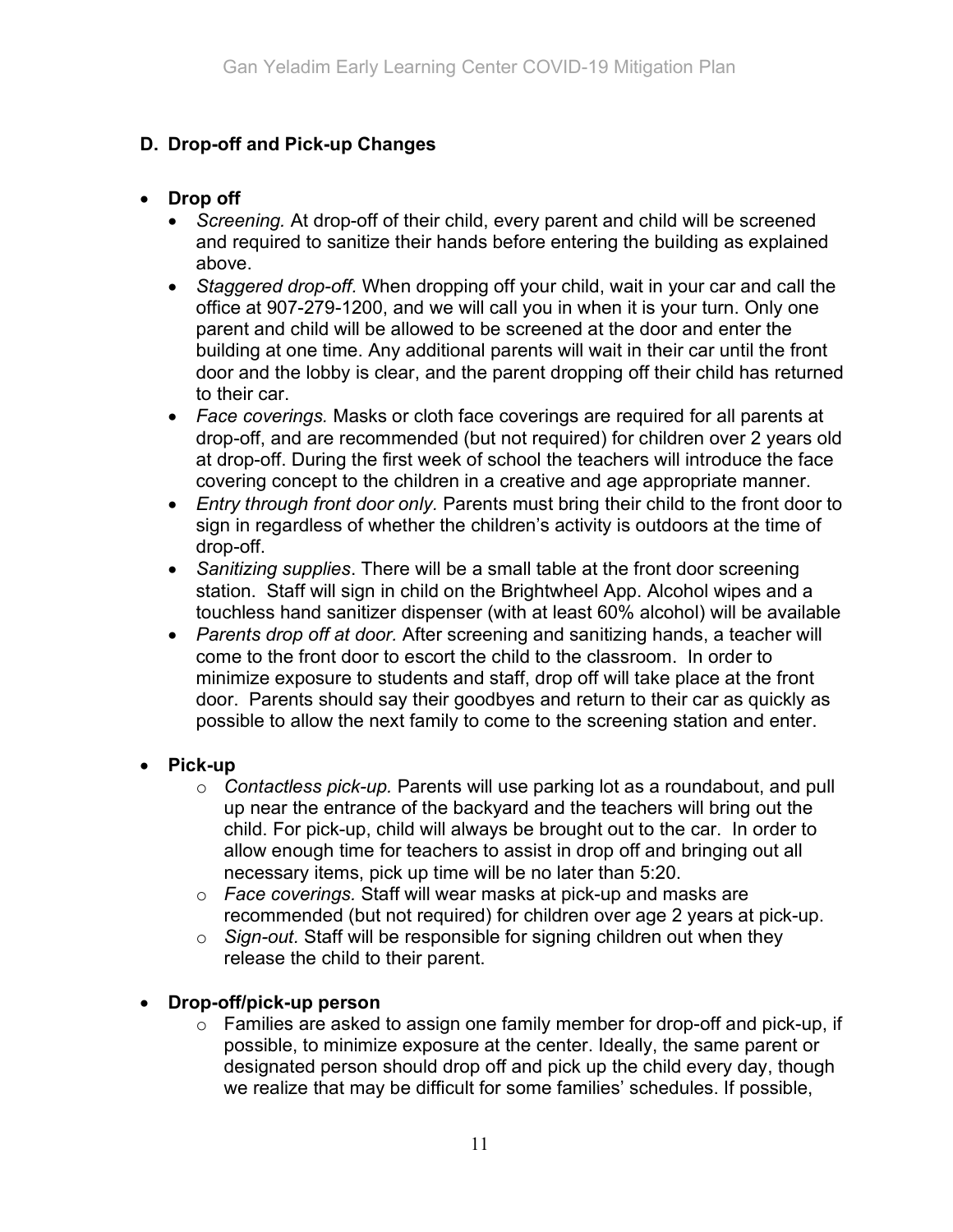## D. Drop-off and Pick-up Changes

- **Drop off**
  - *Screening.* At drop-off of their child, every parent and child will be screened and required to sanitize their hands before entering the building as explained above.
  - *Staggered drop-off.* When dropping off your child, wait in your car and call the office at 907-279-1200, and we will call you in when it is your turn. Only one parent and child will be allowed to be screened at the door and enter the building at one time. Any additional parents will wait in their car until the front door and the lobby is clear, and the parent dropping off their child has returned to their car.
  - *Face coverings.* Masks or cloth face coverings are required for all parents at drop-off, and are recommended (but not required) for children over 2 years old at drop-off. During the first week of school the teachers will introduce the face covering concept to the children in a creative and age appropriate manner.
  - *Entry through front door only.* Parents must bring their child to the front door to sign in regardless of whether the children's activity is outdoors at the time of drop-off.
  - *Sanitizing supplies*. There will be a small table at the front door screening station. Staff will sign in child on the Brightwheel App. Alcohol wipes and a touchless hand sanitizer dispenser (with at least 60% alcohol) will be available
  - *Parents drop off at door.* After screening and sanitizing hands, a teacher will come to the front door to escort the child to the classroom. In order to minimize exposure to students and staff, drop off will take place at the front door. Parents should say their goodbyes and return to their car as quickly as possible to allow the next family to come to the screening station and enter.

- **Pick-up**
  - *Contactless pick-up.* Parents will use parking lot as a roundabout, and pull up near the entrance of the backyard and the teachers will bring out the child. For pick-up, child will always be brought out to the car. In order to allow enough time for teachers to assist in drop off and bringing out all necessary items, pick up time will be no later than 5:20.
  - *Face coverings.* Staff will wear masks at pick-up and masks are recommended (but not required) for children over age 2 years at pick-up.
  - *Sign-out.* Staff will be responsible for signing children out when they release the child to their parent.

- **Drop-off/pick-up person**
  - Families are asked to assign one family member for drop-off and pick-up, if possible, to minimize exposure at the center. Ideally, the same parent or designated person should drop off and pick up the child every day, though we realize that may be difficult for some families' schedules. If possible,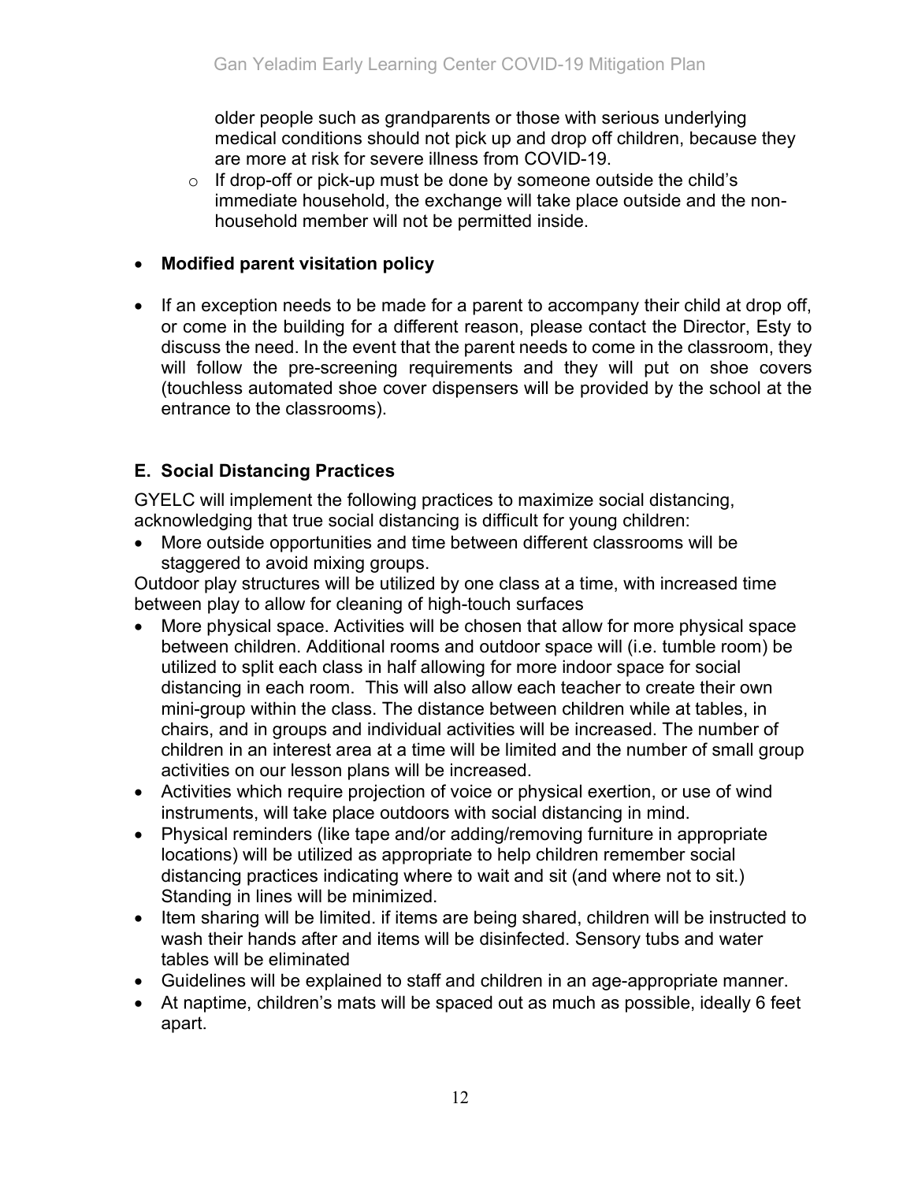older people such as grandparents or those with serious underlying medical conditions should not pick up and drop off children, because they are more at risk for severe illness from COVID-19.

  - If drop-off or pick-up must be done by someone outside the child's immediate household, the exchange will take place outside and the non-household member will not be permitted inside.

- **Modified parent visitation policy**

- If an exception needs to be made for a parent to accompany their child at drop off, or come in the building for a different reason, please contact the Director, Esty to discuss the need. In the event that the parent needs to come in the classroom, they will follow the pre-screening requirements and they will put on shoe covers (touchless automated shoe cover dispensers will be provided by the school at the entrance to the classrooms).

## E. Social Distancing Practices

GYELC will implement the following practices to maximize social distancing, acknowledging that true social distancing is difficult for young children:

- More outside opportunities and time between different classrooms will be staggered to avoid mixing groups.

Outdoor play structures will be utilized by one class at a time, with increased time between play to allow for cleaning of high-touch surfaces

- More physical space. Activities will be chosen that allow for more physical space between children. Additional rooms and outdoor space will (i.e. tumble room) be utilized to split each class in half allowing for more indoor space for social distancing in each room. This will also allow each teacher to create their own mini-group within the class. The distance between children while at tables, in chairs, and in groups and individual activities will be increased. The number of children in an interest area at a time will be limited and the number of small group activities on our lesson plans will be increased.
- Activities which require projection of voice or physical exertion, or use of wind instruments, will take place outdoors with social distancing in mind.
- Physical reminders (like tape and/or adding/removing furniture in appropriate locations) will be utilized as appropriate to help children remember social distancing practices indicating where to wait and sit (and where not to sit.) Standing in lines will be minimized.
- Item sharing will be limited. if items are being shared, children will be instructed to wash their hands after and items will be disinfected. Sensory tubs and water tables will be eliminated
- Guidelines will be explained to staff and children in an age-appropriate manner.
- At naptime, children's mats will be spaced out as much as possible, ideally 6 feet apart.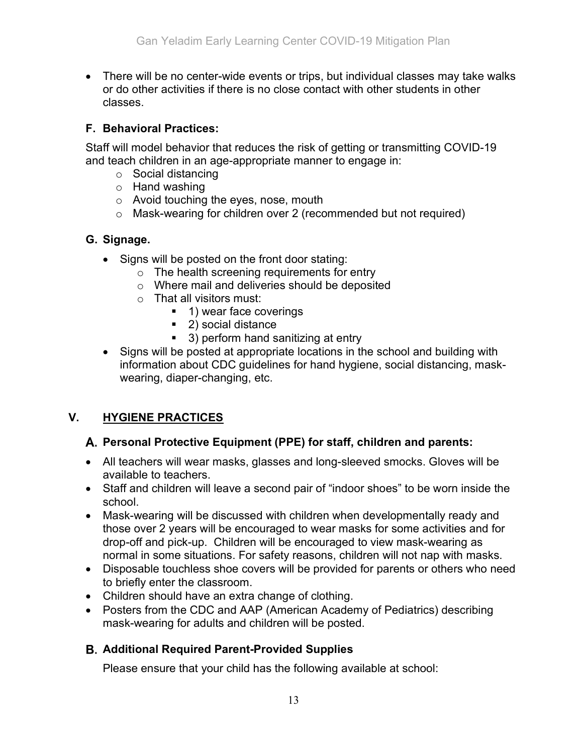- There will be no center-wide events or trips, but individual classes may take walks or do other activities if there is no close contact with other students in other classes.

### F. Behavioral Practices:

Staff will model behavior that reduces the risk of getting or transmitting COVID-19 and teach children in an age-appropriate manner to engage in:

- Social distancing
- Hand washing
- Avoid touching the eyes, nose, mouth
- Mask-wearing for children over 2 (recommended but not required)

### G. Signage.

- Signs will be posted on the front door stating:
  - The health screening requirements for entry
  - Where mail and deliveries should be deposited
  - That all visitors must:
    - 1) wear face coverings
    - 2) social distance
    - 3) perform hand sanitizing at entry
- Signs will be posted at appropriate locations in the school and building with information about CDC guidelines for hand hygiene, social distancing, mask-wearing, diaper-changing, etc.

## V. HYGIENE PRACTICES

### A. Personal Protective Equipment (PPE) for staff, children and parents:

- All teachers will wear masks, glasses and long-sleeved smocks. Gloves will be available to teachers.
- Staff and children will leave a second pair of "indoor shoes" to be worn inside the school.
- Mask-wearing will be discussed with children when developmentally ready and those over 2 years will be encouraged to wear masks for some activities and for drop-off and pick-up. Children will be encouraged to view mask-wearing as normal in some situations. For safety reasons, children will not nap with masks.
- Disposable touchless shoe covers will be provided for parents or others who need to briefly enter the classroom.
- Children should have an extra change of clothing.
- Posters from the CDC and AAP (American Academy of Pediatrics) describing mask-wearing for adults and children will be posted.

### B. Additional Required Parent-Provided Supplies

Please ensure that your child has the following available at school: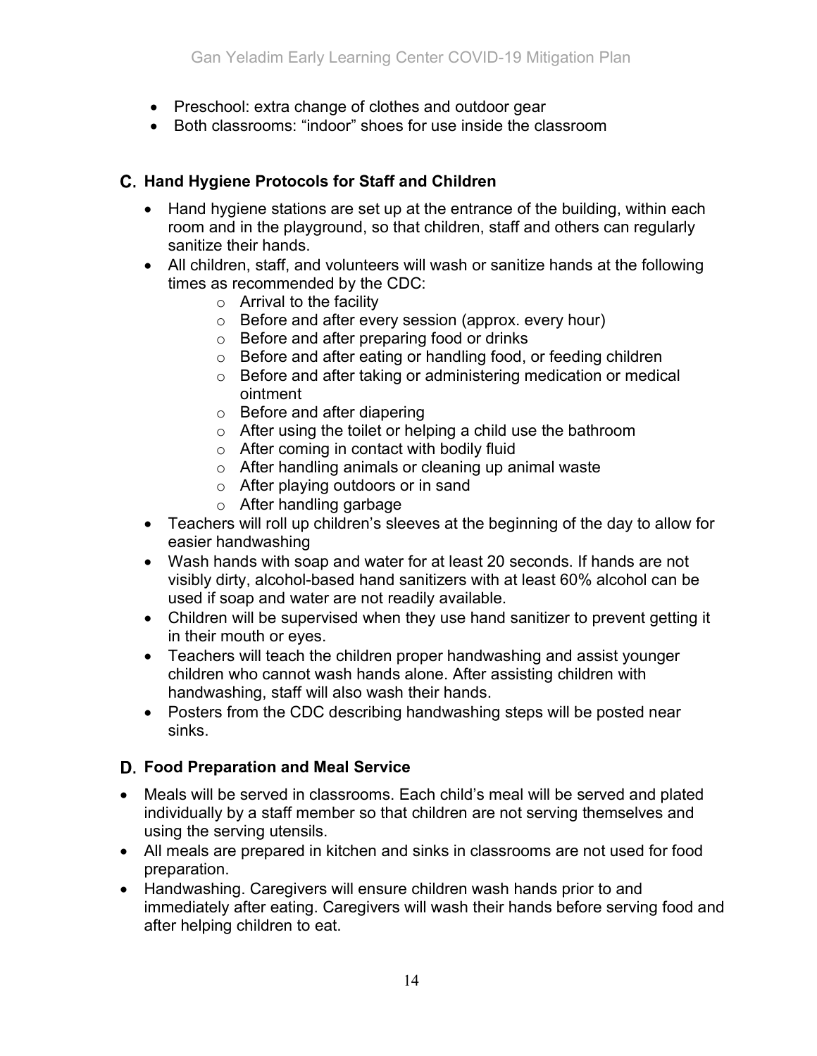- Preschool: extra change of clothes and outdoor gear
- Both classrooms: "indoor" shoes for use inside the classroom

## C. Hand Hygiene Protocols for Staff and Children

- Hand hygiene stations are set up at the entrance of the building, within each room and in the playground, so that children, staff and others can regularly sanitize their hands.
- All children, staff, and volunteers will wash or sanitize hands at the following times as recommended by the CDC:
    - Arrival to the facility
    - Before and after every session (approx. every hour)
    - Before and after preparing food or drinks
    - Before and after eating or handling food, or feeding children
    - Before and after taking or administering medication or medical ointment
    - Before and after diapering
    - After using the toilet or helping a child use the bathroom
    - After coming in contact with bodily fluid
    - After handling animals or cleaning up animal waste
    - After playing outdoors or in sand
    - After handling garbage
- Teachers will roll up children's sleeves at the beginning of the day to allow for easier handwashing
- Wash hands with soap and water for at least 20 seconds. If hands are not visibly dirty, alcohol-based hand sanitizers with at least 60% alcohol can be used if soap and water are not readily available.
- Children will be supervised when they use hand sanitizer to prevent getting it in their mouth or eyes.
- Teachers will teach the children proper handwashing and assist younger children who cannot wash hands alone. After assisting children with handwashing, staff will also wash their hands.
- Posters from the CDC describing handwashing steps will be posted near sinks.

## D. Food Preparation and Meal Service

- Meals will be served in classrooms. Each child's meal will be served and plated individually by a staff member so that children are not serving themselves and using the serving utensils.
- All meals are prepared in kitchen and sinks in classrooms are not used for food preparation.
- Handwashing. Caregivers will ensure children wash hands prior to and immediately after eating. Caregivers will wash their hands before serving food and after helping children to eat.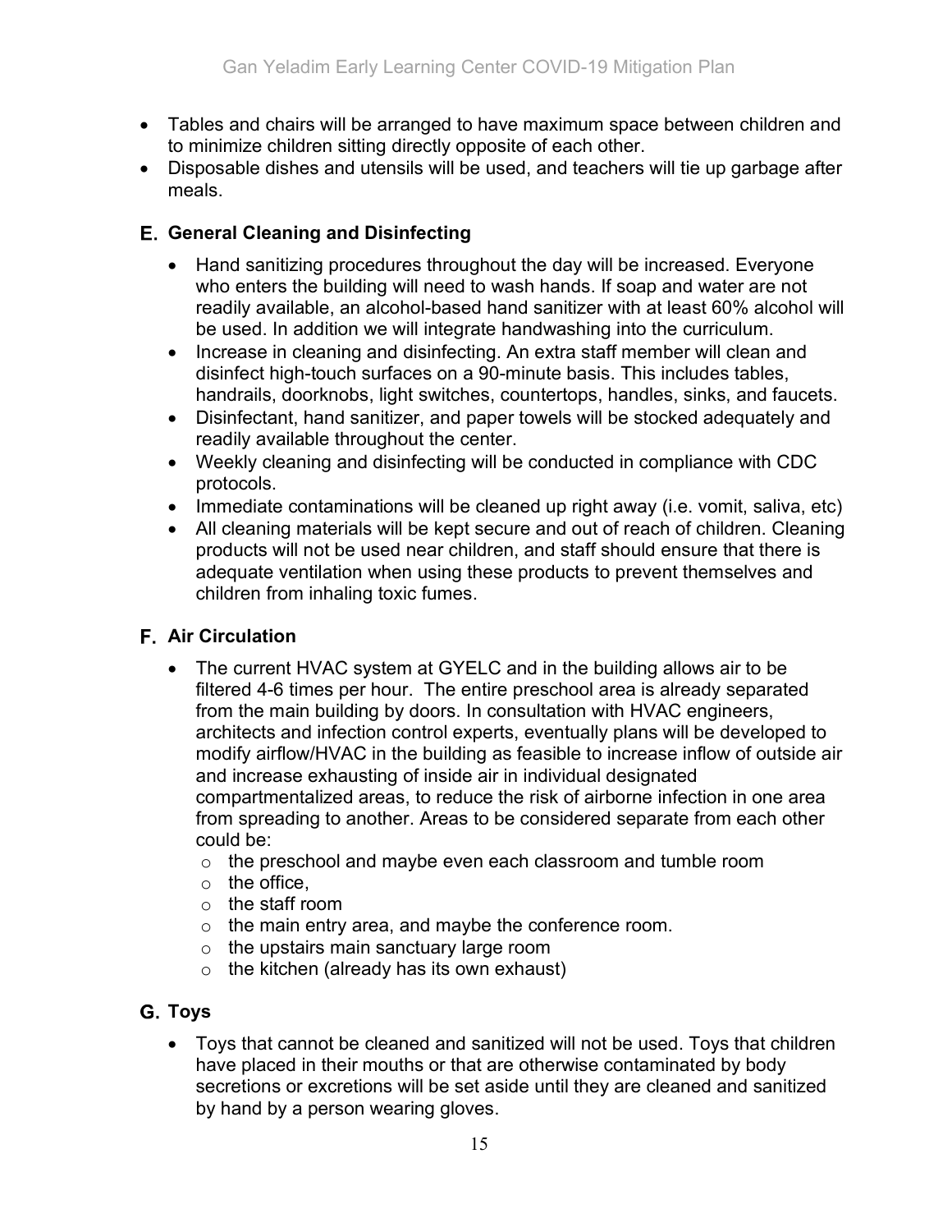- Tables and chairs will be arranged to have maximum space between children and to minimize children sitting directly opposite of each other.
- Disposable dishes and utensils will be used, and teachers will tie up garbage after meals.

### E. General Cleaning and Disinfecting

- Hand sanitizing procedures throughout the day will be increased. Everyone who enters the building will need to wash hands. If soap and water are not readily available, an alcohol-based hand sanitizer with at least 60% alcohol will be used. In addition we will integrate handwashing into the curriculum.
- Increase in cleaning and disinfecting. An extra staff member will clean and disinfect high-touch surfaces on a 90-minute basis. This includes tables, handrails, doorknobs, light switches, countertops, handles, sinks, and faucets.
- Disinfectant, hand sanitizer, and paper towels will be stocked adequately and readily available throughout the center.
- Weekly cleaning and disinfecting will be conducted in compliance with CDC protocols.
- Immediate contaminations will be cleaned up right away (i.e. vomit, saliva, etc)
- All cleaning materials will be kept secure and out of reach of children. Cleaning products will not be used near children, and staff should ensure that there is adequate ventilation when using these products to prevent themselves and children from inhaling toxic fumes.

### F. Air Circulation

- The current HVAC system at GYELC and in the building allows air to be filtered 4-6 times per hour. The entire preschool area is already separated from the main building by doors. In consultation with HVAC engineers, architects and infection control experts, eventually plans will be developed to modify airflow/HVAC in the building as feasible to increase inflow of outside air and increase exhausting of inside air in individual designated compartmentalized areas, to reduce the risk of airborne infection in one area from spreading to another. Areas to be considered separate from each other could be:
  - the preschool and maybe even each classroom and tumble room
  - the office,
  - the staff room
  - the main entry area, and maybe the conference room.
  - the upstairs main sanctuary large room
  - the kitchen (already has its own exhaust)

### G. Toys

- Toys that cannot be cleaned and sanitized will not be used. Toys that children have placed in their mouths or that are otherwise contaminated by body secretions or excretions will be set aside until they are cleaned and sanitized by hand by a person wearing gloves.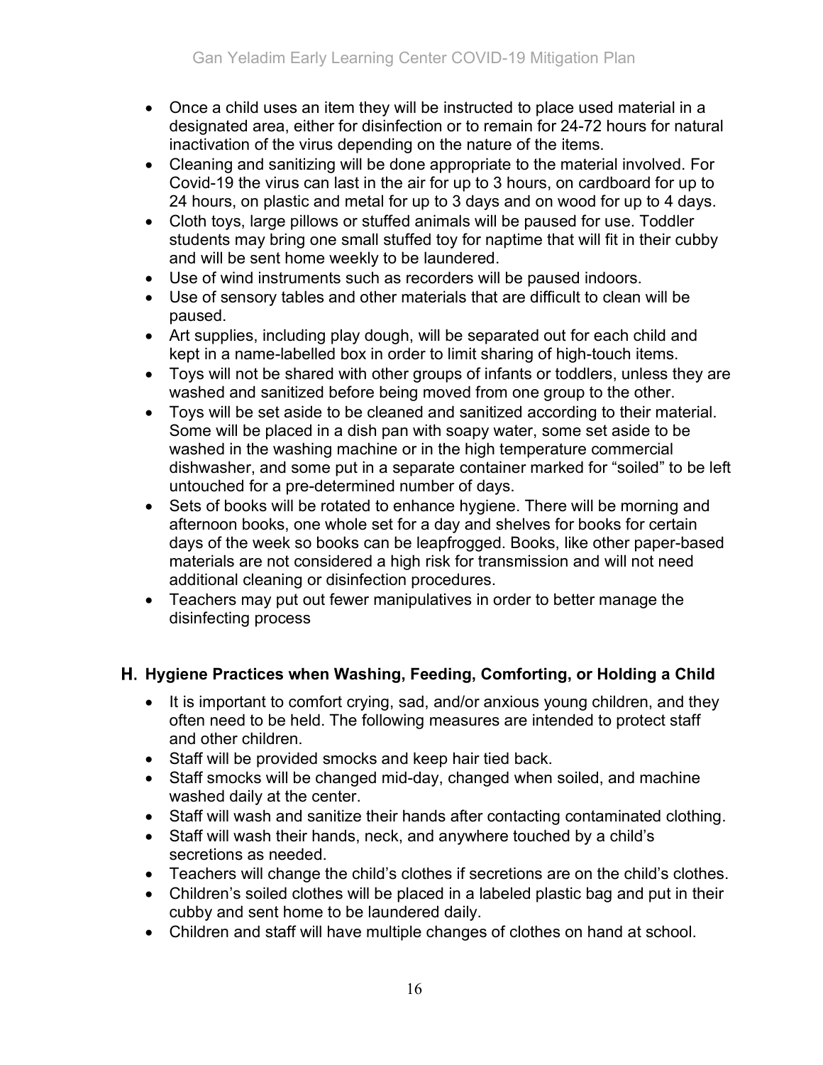- Once a child uses an item they will be instructed to place used material in a designated area, either for disinfection or to remain for 24-72 hours for natural inactivation of the virus depending on the nature of the items.
- Cleaning and sanitizing will be done appropriate to the material involved. For Covid-19 the virus can last in the air for up to 3 hours, on cardboard for up to 24 hours, on plastic and metal for up to 3 days and on wood for up to 4 days.
- Cloth toys, large pillows or stuffed animals will be paused for use. Toddler students may bring one small stuffed toy for naptime that will fit in their cubby and will be sent home weekly to be laundered.
- Use of wind instruments such as recorders will be paused indoors.
- Use of sensory tables and other materials that are difficult to clean will be paused.
- Art supplies, including play dough, will be separated out for each child and kept in a name-labelled box in order to limit sharing of high-touch items.
- Toys will not be shared with other groups of infants or toddlers, unless they are washed and sanitized before being moved from one group to the other.
- Toys will be set aside to be cleaned and sanitized according to their material. Some will be placed in a dish pan with soapy water, some set aside to be washed in the washing machine or in the high temperature commercial dishwasher, and some put in a separate container marked for "soiled" to be left untouched for a pre-determined number of days.
- Sets of books will be rotated to enhance hygiene. There will be morning and afternoon books, one whole set for a day and shelves for books for certain days of the week so books can be leapfrogged. Books, like other paper-based materials are not considered a high risk for transmission and will not need additional cleaning or disinfection procedures.
- Teachers may put out fewer manipulatives in order to better manage the disinfecting process

## H. Hygiene Practices when Washing, Feeding, Comforting, or Holding a Child

- It is important to comfort crying, sad, and/or anxious young children, and they often need to be held. The following measures are intended to protect staff and other children.
- Staff will be provided smocks and keep hair tied back.
- Staff smocks will be changed mid-day, changed when soiled, and machine washed daily at the center.
- Staff will wash and sanitize their hands after contacting contaminated clothing.
- Staff will wash their hands, neck, and anywhere touched by a child's secretions as needed.
- Teachers will change the child's clothes if secretions are on the child's clothes.
- Children's soiled clothes will be placed in a labeled plastic bag and put in their cubby and sent home to be laundered daily.
- Children and staff will have multiple changes of clothes on hand at school.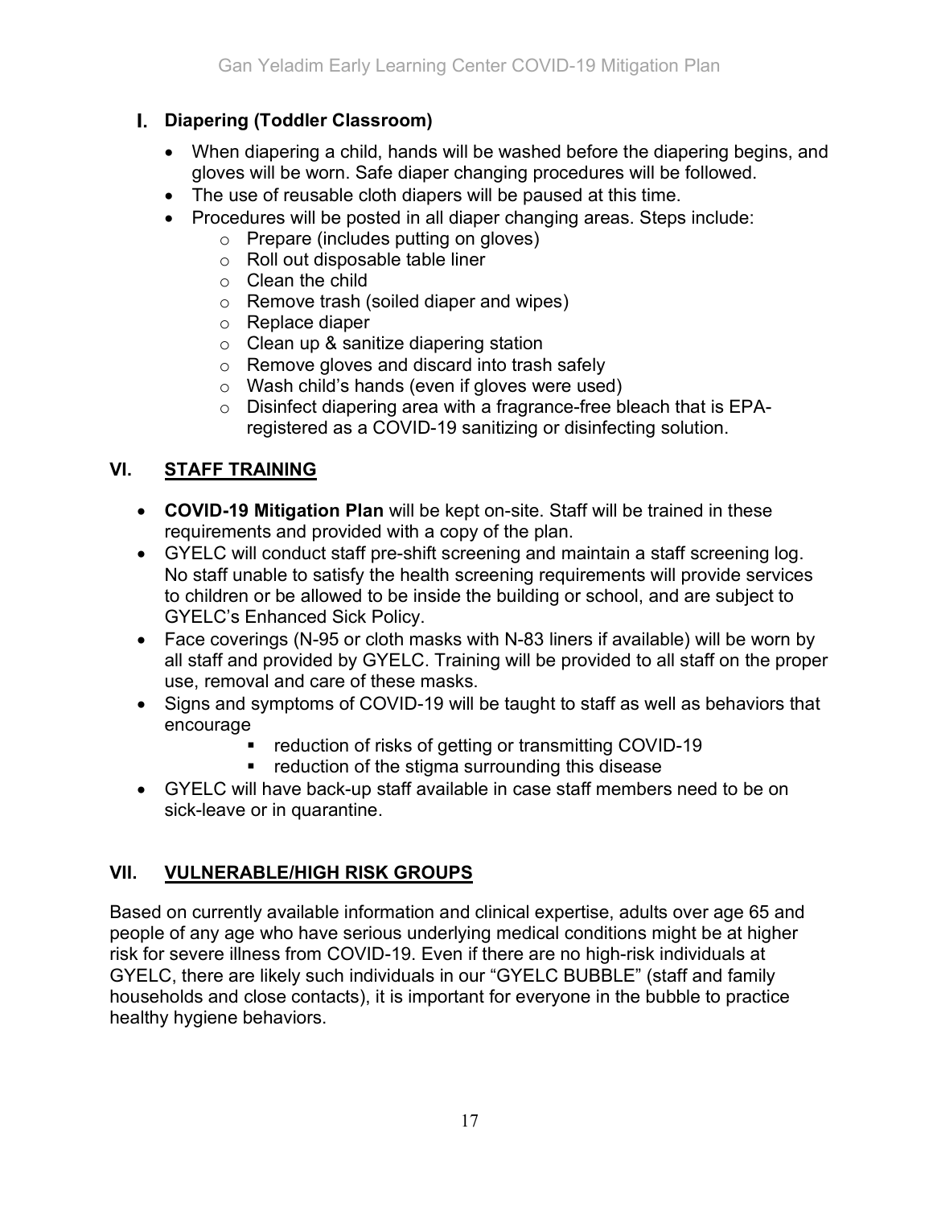## I. Diapering (Toddler Classroom)

- When diapering a child, hands will be washed before the diapering begins, and gloves will be worn. Safe diaper changing procedures will be followed.
- The use of reusable cloth diapers will be paused at this time.
- Procedures will be posted in all diaper changing areas. Steps include:
  - Prepare (includes putting on gloves)
  - Roll out disposable table liner
  - Clean the child
  - Remove trash (soiled diaper and wipes)
  - Replace diaper
  - Clean up & sanitize diapering station
  - Remove gloves and discard into trash safely
  - Wash child's hands (even if gloves were used)
  - Disinfect diapering area with a fragrance-free bleach that is EPA-registered as a COVID-19 sanitizing or disinfecting solution.

## VI. STAFF TRAINING

- **COVID-19 Mitigation Plan** will be kept on-site. Staff will be trained in these requirements and provided with a copy of the plan.
- GYELC will conduct staff pre-shift screening and maintain a staff screening log. No staff unable to satisfy the health screening requirements will provide services to children or be allowed to be inside the building or school, and are subject to GYELC's Enhanced Sick Policy.
- Face coverings (N-95 or cloth masks with N-83 liners if available) will be worn by all staff and provided by GYELC. Training will be provided to all staff on the proper use, removal and care of these masks.
- Signs and symptoms of COVID-19 will be taught to staff as well as behaviors that encourage
  - reduction of risks of getting or transmitting COVID-19
  - reduction of the stigma surrounding this disease
- GYELC will have back-up staff available in case staff members need to be on sick-leave or in quarantine.

## VII. VULNERABLE/HIGH RISK GROUPS

Based on currently available information and clinical expertise, adults over age 65 and people of any age who have serious underlying medical conditions might be at higher risk for severe illness from COVID-19. Even if there are no high-risk individuals at GYELC, there are likely such individuals in our "GYELC BUBBLE" (staff and family households and close contacts), it is important for everyone in the bubble to practice healthy hygiene behaviors.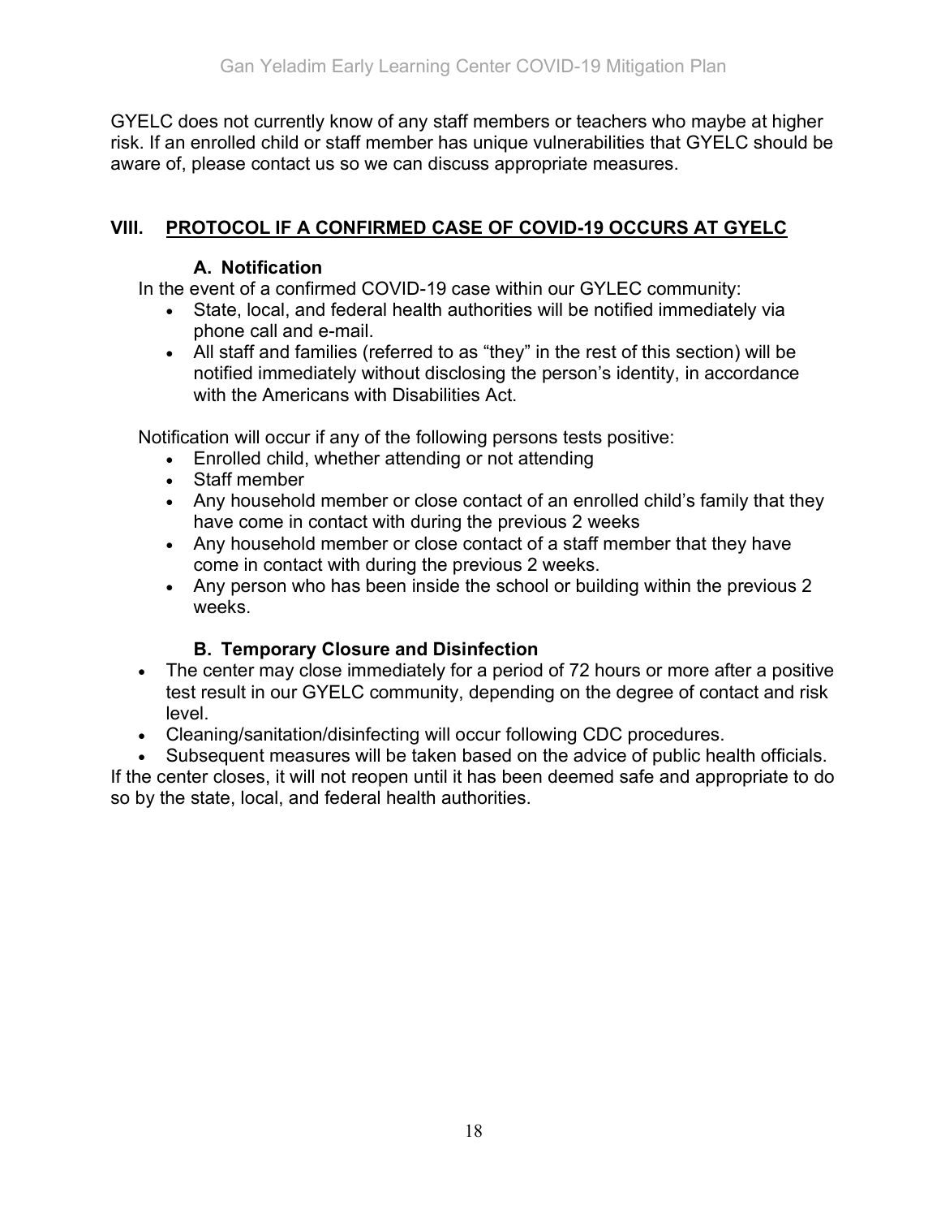GYELC does not currently know of any staff members or teachers who maybe at higher risk. If an enrolled child or staff member has unique vulnerabilities that GYELC should be aware of, please contact us so we can discuss appropriate measures.

## VIII. PROTOCOL IF A CONFIRMED CASE OF COVID-19 OCCURS AT GYELC

### A. Notification

In the event of a confirmed COVID-19 case within our GYLEC community:

- State, local, and federal health authorities will be notified immediately via phone call and e-mail.
- All staff and families (referred to as "they" in the rest of this section) will be notified immediately without disclosing the person's identity, in accordance with the Americans with Disabilities Act.

Notification will occur if any of the following persons tests positive:

- Enrolled child, whether attending or not attending
- Staff member
- Any household member or close contact of an enrolled child's family that they have come in contact with during the previous 2 weeks
- Any household member or close contact of a staff member that they have come in contact with during the previous 2 weeks.
- Any person who has been inside the school or building within the previous 2 weeks.

### B. Temporary Closure and Disinfection

- The center may close immediately for a period of 72 hours or more after a positive test result in our GYELC community, depending on the degree of contact and risk level.
- Cleaning/sanitation/disinfecting will occur following CDC procedures.
- Subsequent measures will be taken based on the advice of public health officials.

If the center closes, it will not reopen until it has been deemed safe and appropriate to do so by the state, local, and federal health authorities.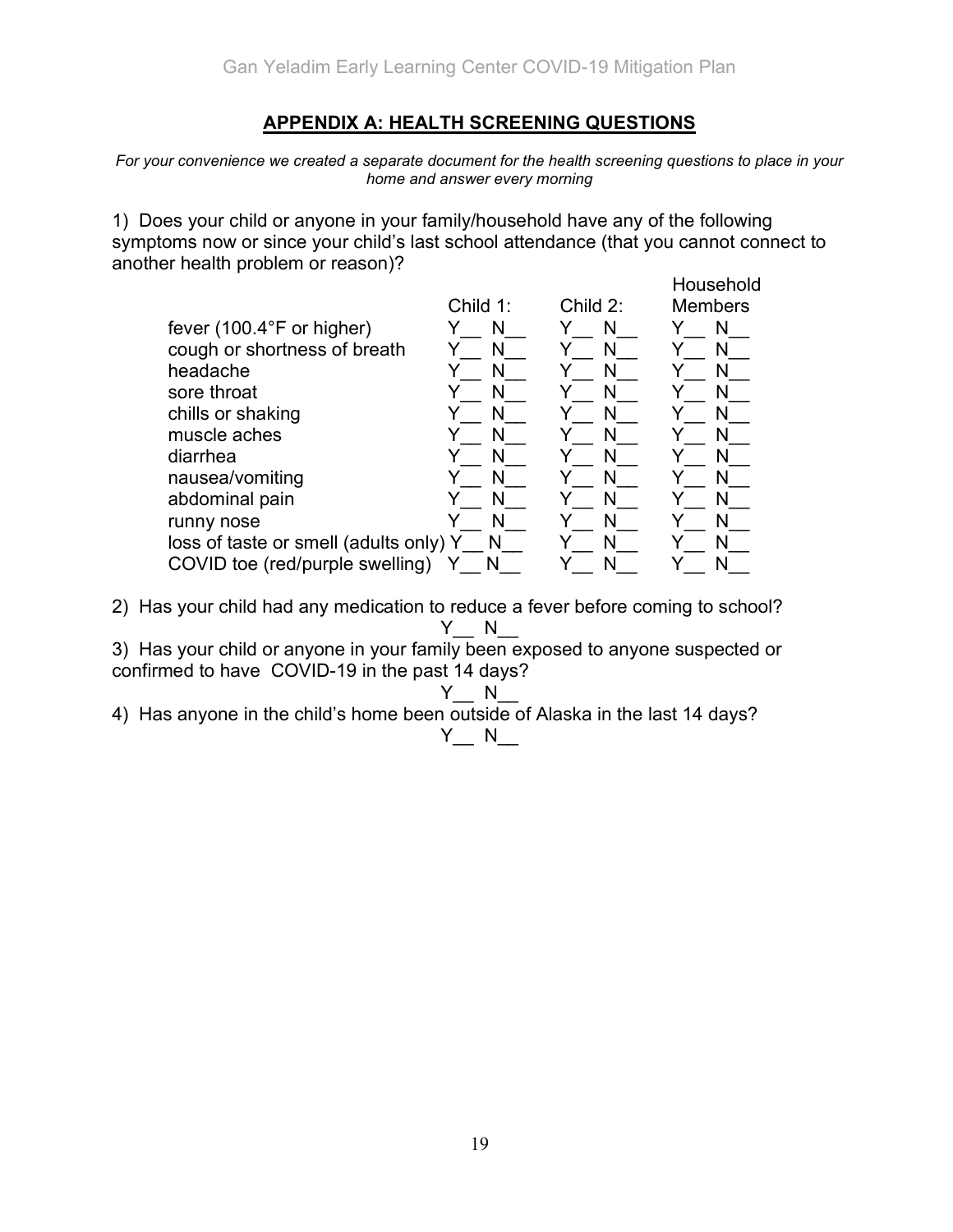## APPENDIX A: HEALTH SCREENING QUESTIONS

*For your convenience we created a separate document for the health screening questions to place in your home and answer every morning*

1) Does your child or anyone in your family/household have any of the following symptoms now or since your child's last school attendance (that you cannot connect to another health problem or reason)?

| | Child 1: | Child 2: | Household Members |
|---|---|---|---|
| fever (100.4°F or higher) | Y__ N__ | Y__ N__ | Y__ N__ |
| cough or shortness of breath | Y__ N__ | Y__ N__ | Y__ N__ |
| headache | Y__ N__ | Y__ N__ | Y__ N__ |
| sore throat | Y__ N__ | Y__ N__ | Y__ N__ |
| chills or shaking | Y__ N__ | Y__ N__ | Y__ N__ |
| muscle aches | Y__ N__ | Y__ N__ | Y__ N__ |
| diarrhea | Y__ N__ | Y__ N__ | Y__ N__ |
| nausea/vomiting | Y__ N__ | Y__ N__ | Y__ N__ |
| abdominal pain | Y__ N__ | Y__ N__ | Y__ N__ |
| runny nose | Y__ N__ | Y__ N__ | Y__ N__ |
| loss of taste or smell (adults only) | Y__ N__ | Y__ N__ | Y__ N__ |
| COVID toe (red/purple swelling) | Y__ N__ | Y__ N__ | Y__ N__ |

2) Has your child had any medication to reduce a fever before coming to school?
Y__ N__

3) Has your child or anyone in your family been exposed to anyone suspected or confirmed to have COVID-19 in the past 14 days?
Y__ N__

4) Has anyone in the child's home been outside of Alaska in the last 14 days?
Y__ N__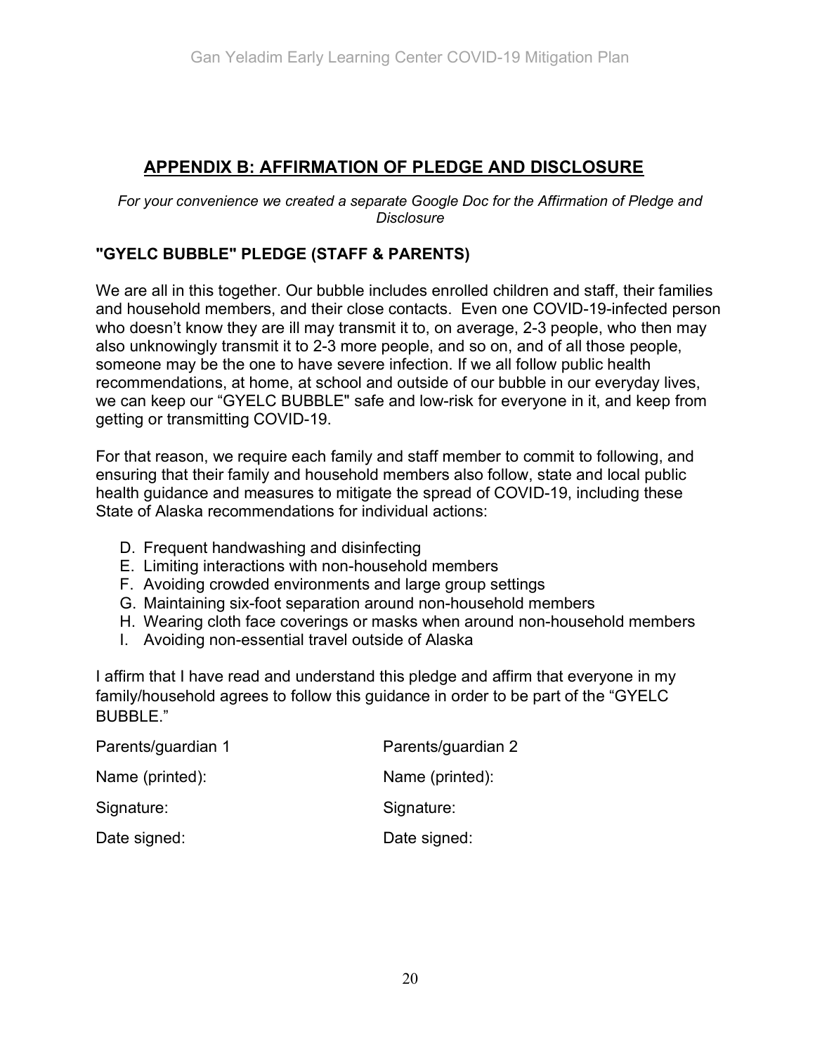## APPENDIX B: AFFIRMATION OF PLEDGE AND DISCLOSURE

*For your convenience we created a separate Google Doc for the Affirmation of Pledge and Disclosure*

### "GYELC BUBBLE" PLEDGE (STAFF & PARENTS)

We are all in this together. Our bubble includes enrolled children and staff, their families and household members, and their close contacts. Even one COVID-19-infected person who doesn't know they are ill may transmit it to, on average, 2-3 people, who then may also unknowingly transmit it to 2-3 more people, and so on, and of all those people, someone may be the one to have severe infection. If we all follow public health recommendations, at home, at school and outside of our bubble in our everyday lives, we can keep our "GYELC BUBBLE" safe and low-risk for everyone in it, and keep from getting or transmitting COVID-19.

For that reason, we require each family and staff member to commit to following, and ensuring that their family and household members also follow, state and local public health guidance and measures to mitigate the spread of COVID-19, including these State of Alaska recommendations for individual actions:

D. Frequent handwashing and disinfecting
E. Limiting interactions with non-household members
F. Avoiding crowded environments and large group settings
G. Maintaining six-foot separation around non-household members
H. Wearing cloth face coverings or masks when around non-household members
I. Avoiding non-essential travel outside of Alaska

I affirm that I have read and understand this pledge and affirm that everyone in my family/household agrees to follow this guidance in order to be part of the "GYELC BUBBLE."

| Parents/guardian 1 | Parents/guardian 2 |
|---|---|
| Name (printed): | Name (printed): |
| Signature: | Signature: |
| Date signed: | Date signed: |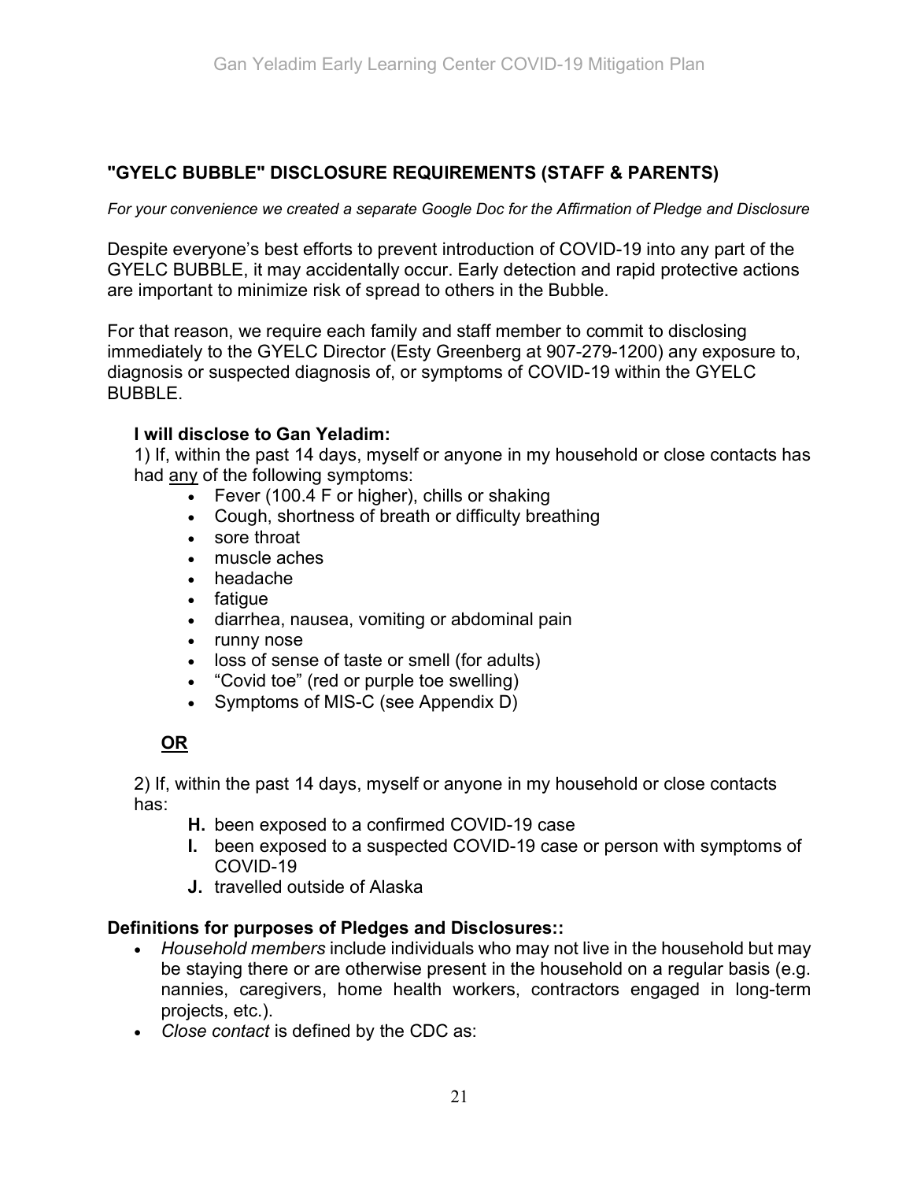## "GYELC BUBBLE" DISCLOSURE REQUIREMENTS (STAFF & PARENTS)

*For your convenience we created a separate Google Doc for the Affirmation of Pledge and Disclosure*

Despite everyone's best efforts to prevent introduction of COVID-19 into any part of the GYELC BUBBLE, it may accidentally occur. Early detection and rapid protective actions are important to minimize risk of spread to others in the Bubble.

For that reason, we require each family and staff member to commit to disclosing immediately to the GYELC Director (Esty Greenberg at 907-279-1200) any exposure to, diagnosis or suspected diagnosis of, or symptoms of COVID-19 within the GYELC BUBBLE.

**I will disclose to Gan Yeladim:**

1) If, within the past 14 days, myself or anyone in my household or close contacts has had <u>any</u> of the following symptoms:

- Fever (100.4 F or higher), chills or shaking
- Cough, shortness of breath or difficulty breathing
- sore throat
- muscle aches
- headache
- fatigue
- diarrhea, nausea, vomiting or abdominal pain
- runny nose
- loss of sense of taste or smell (for adults)
- "Covid toe" (red or purple toe swelling)
- Symptoms of MIS-C (see Appendix D)

**<u>OR</u>**

2) If, within the past 14 days, myself or anyone in my household or close contacts has:

- **H.** been exposed to a confirmed COVID-19 case
- **I.** been exposed to a suspected COVID-19 case or person with symptoms of COVID-19
- **J.** travelled outside of Alaska

**Definitions for purposes of Pledges and Disclosures::**

- *Household members* include individuals who may not live in the household but may be staying there or are otherwise present in the household on a regular basis (e.g. nannies, caregivers, home health workers, contractors engaged in long-term projects, etc.).
- *Close contact* is defined by the CDC as: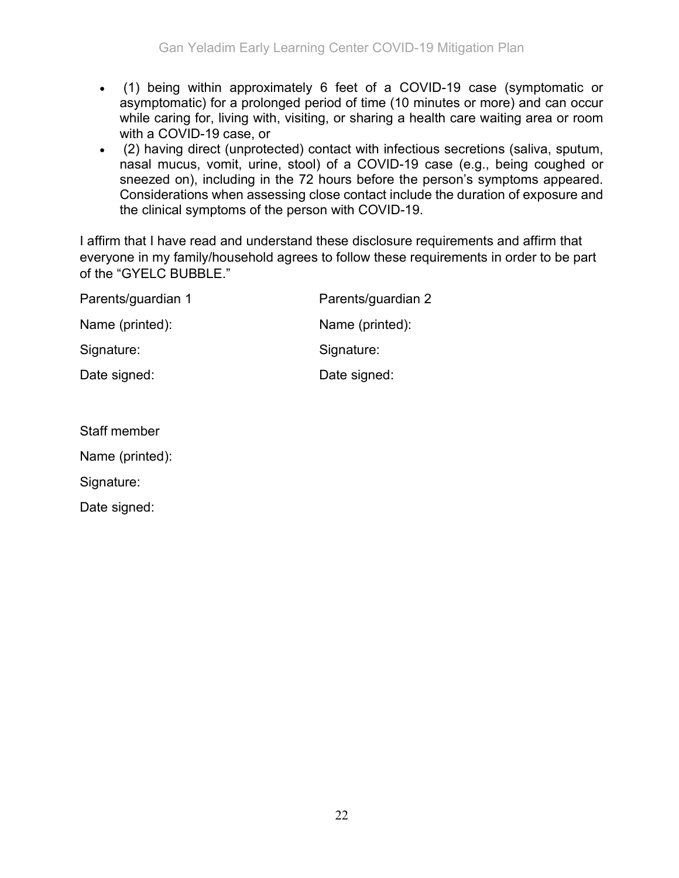- (1) being within approximately 6 feet of a COVID-19 case (symptomatic or asymptomatic) for a prolonged period of time (10 minutes or more) and can occur while caring for, living with, visiting, or sharing a health care waiting area or room with a COVID-19 case, or
- (2) having direct (unprotected) contact with infectious secretions (saliva, sputum, nasal mucus, vomit, urine, stool) of a COVID-19 case (e.g., being coughed or sneezed on), including in the 72 hours before the person's symptoms appeared. Considerations when assessing close contact include the duration of exposure and the clinical symptoms of the person with COVID-19.

I affirm that I have read and understand these disclosure requirements and affirm that everyone in my family/household agrees to follow these requirements in order to be part of the "GYELC BUBBLE."

| Parents/guardian 1 | Parents/guardian 2 |
|---|---|
| Name (printed): | Name (printed): |
| Signature: | Signature: |
| Date signed: | Date signed: |

Staff member

Name (printed):

Signature:

Date signed: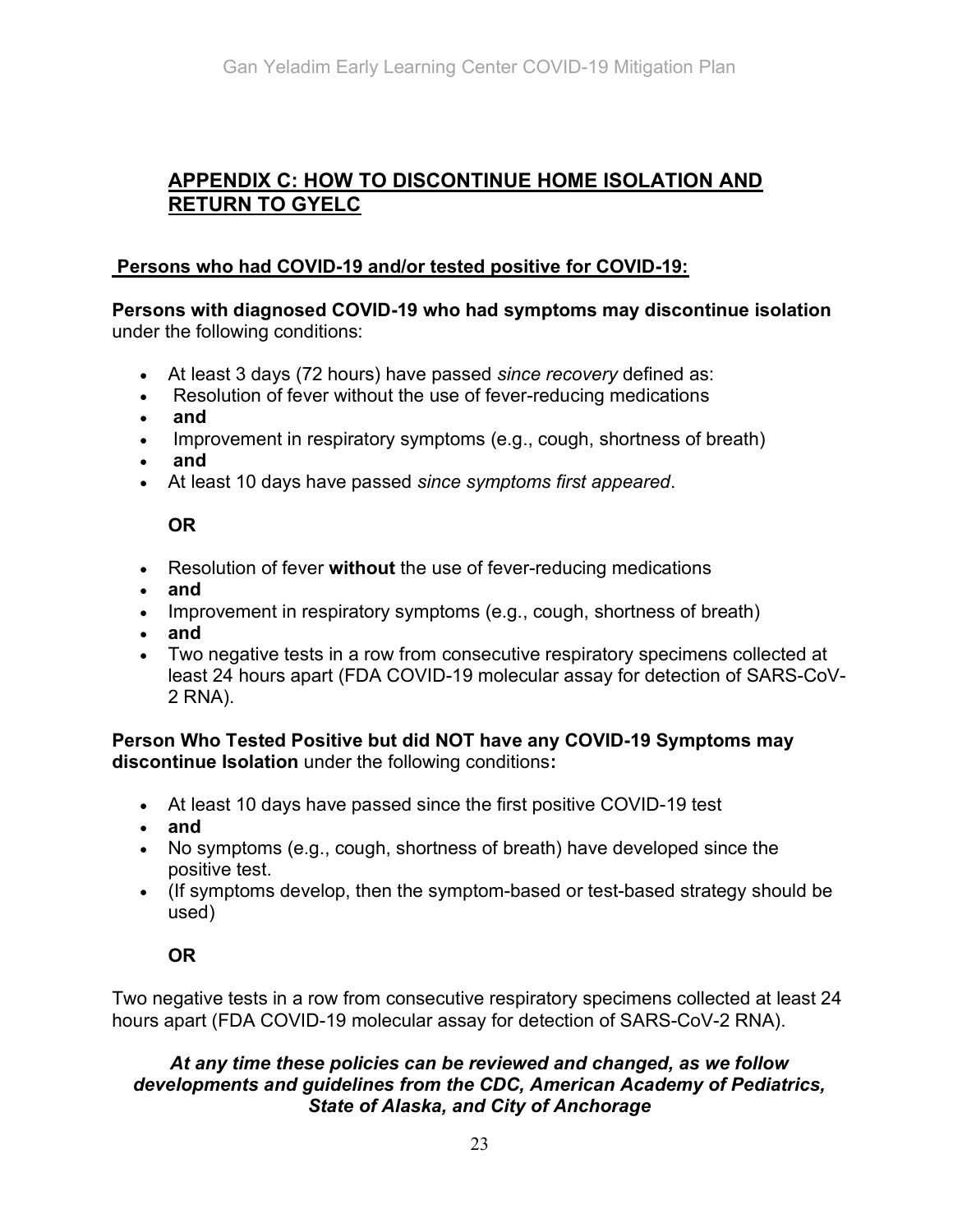## APPENDIX C: HOW TO DISCONTINUE HOME ISOLATION AND RETURN TO GYELC

### Persons who had COVID-19 and/or tested positive for COVID-19:

**Persons with diagnosed COVID-19 who had symptoms may discontinue isolation** under the following conditions:

- At least 3 days (72 hours) have passed *since recovery* defined as:
- Resolution of fever without the use of fever-reducing medications
- **and**
- Improvement in respiratory symptoms (e.g., cough, shortness of breath)
- **and**
- At least 10 days have passed *since symptoms first appeared*.

**OR**

- Resolution of fever **without** the use of fever-reducing medications
- **and**
- Improvement in respiratory symptoms (e.g., cough, shortness of breath)
- **and**
- Two negative tests in a row from consecutive respiratory specimens collected at least 24 hours apart (FDA COVID-19 molecular assay for detection of SARS-CoV-2 RNA).

**Person Who Tested Positive but did NOT have any COVID-19 Symptoms may discontinue Isolation** under the following conditions**:**

- At least 10 days have passed since the first positive COVID-19 test
- **and**
- No symptoms (e.g., cough, shortness of breath) have developed since the positive test.
- (If symptoms develop, then the symptom-based or test-based strategy should be used)

**OR**

Two negative tests in a row from consecutive respiratory specimens collected at least 24 hours apart (FDA COVID-19 molecular assay for detection of SARS-CoV-2 RNA).

***At any time these policies can be reviewed and changed, as we follow developments and guidelines from the CDC, American Academy of Pediatrics, State of Alaska, and City of Anchorage***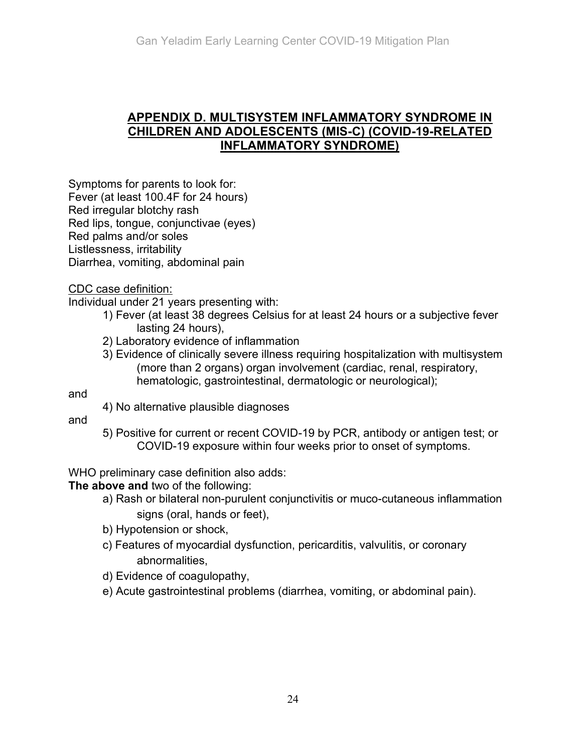## APPENDIX D. MULTISYSTEM INFLAMMATORY SYNDROME IN CHILDREN AND ADOLESCENTS (MIS-C) (COVID-19-RELATED INFLAMMATORY SYNDROME)

Symptoms for parents to look for:
Fever (at least 100.4F for 24 hours)
Red irregular blotchy rash
Red lips, tongue, conjunctivae (eyes)
Red palms and/or soles
Listlessness, irritability
Diarrhea, vomiting, abdominal pain

CDC case definition:
Individual under 21 years presenting with:

1) Fever (at least 38 degrees Celsius for at least 24 hours or a subjective fever lasting 24 hours),
2) Laboratory evidence of inflammation
3) Evidence of clinically severe illness requiring hospitalization with multisystem (more than 2 organs) organ involvement (cardiac, renal, respiratory, hematologic, gastrointestinal, dermatologic or neurological);

and

4) No alternative plausible diagnoses

and

5) Positive for current or recent COVID-19 by PCR, antibody or antigen test; or COVID-19 exposure within four weeks prior to onset of symptoms.

WHO preliminary case definition also adds:
**The above and** two of the following:

a) Rash or bilateral non-purulent conjunctivitis or muco-cutaneous inflammation signs (oral, hands or feet),
b) Hypotension or shock,
c) Features of myocardial dysfunction, pericarditis, valvulitis, or coronary abnormalities,
d) Evidence of coagulopathy,
e) Acute gastrointestinal problems (diarrhea, vomiting, or abdominal pain).